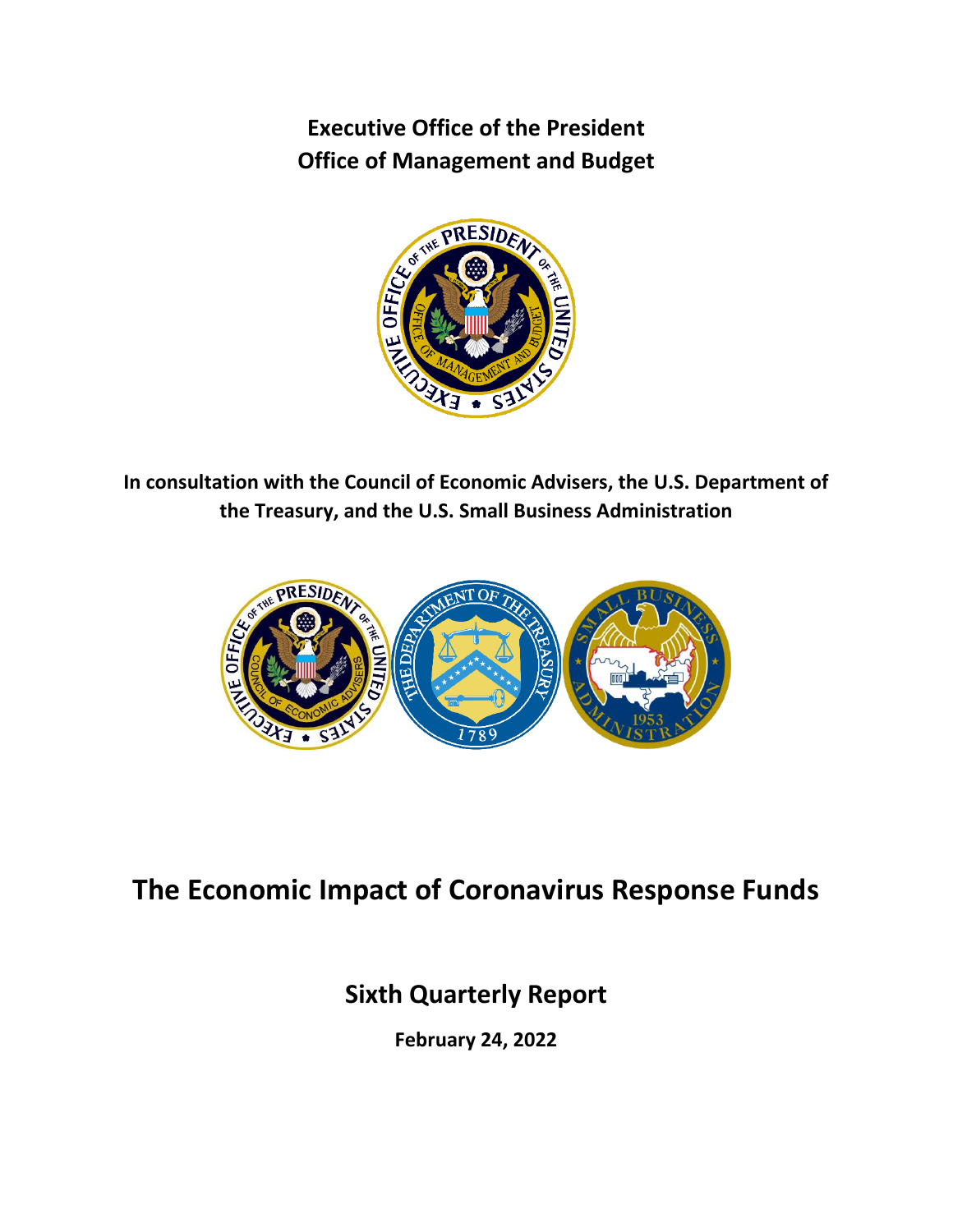**Executive Office of the President**
**Office of Management and Budget**

**In consultation with the Council of Economic Advisers, the U.S. Department of the Treasury, and the U.S. Small Business Administration**

# The Economic Impact of Coronavirus Response Funds

## Sixth Quarterly Report

**February 24, 2022**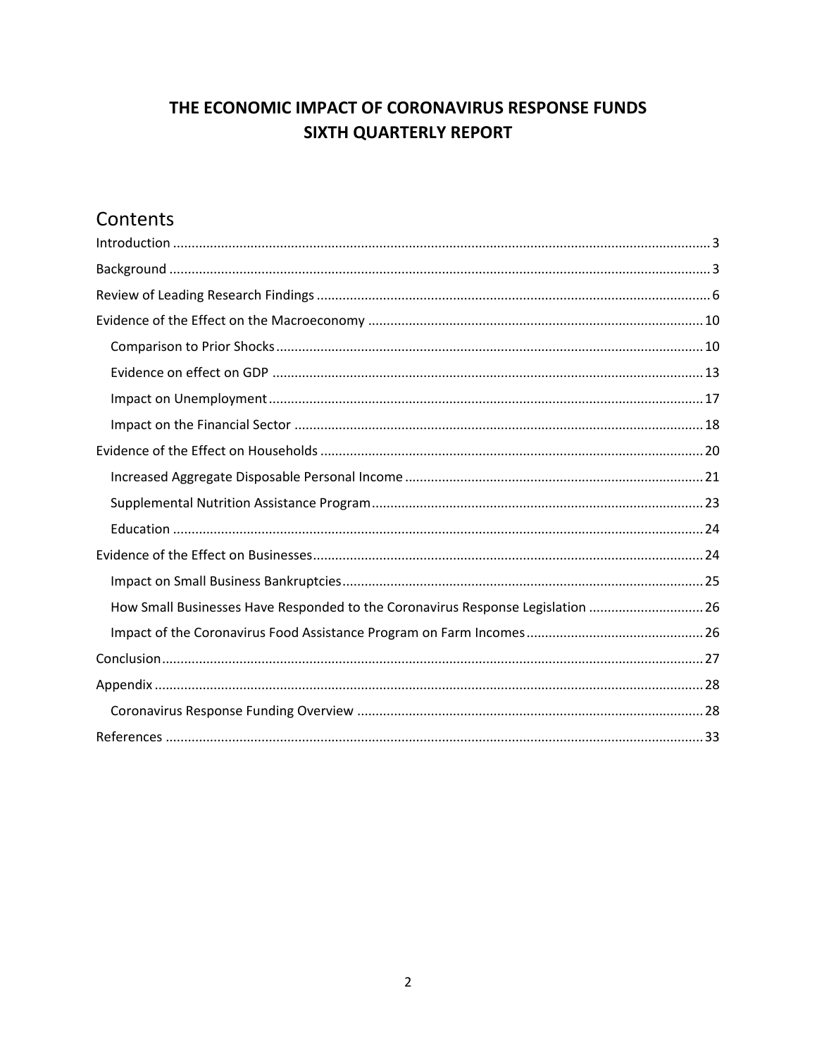# THE ECONOMIC IMPACT OF CORONAVIRUS RESPONSE FUNDS
# SIXTH QUARTERLY REPORT

## Contents

- Introduction ..... 3
- Background ..... 3
- Review of Leading Research Findings ..... 6
- Evidence of the Effect on the Macroeconomy ..... 10
  - Comparison to Prior Shocks ..... 10
  - Evidence on effect on GDP ..... 13
  - Impact on Unemployment ..... 17
  - Impact on the Financial Sector ..... 18
- Evidence of the Effect on Households ..... 20
  - Increased Aggregate Disposable Personal Income ..... 21
  - Supplemental Nutrition Assistance Program ..... 23
  - Education ..... 24
- Evidence of the Effect on Businesses ..... 24
  - Impact on Small Business Bankruptcies ..... 25
  - How Small Businesses Have Responded to the Coronavirus Response Legislation ..... 26
  - Impact of the Coronavirus Food Assistance Program on Farm Incomes ..... 26
- Conclusion ..... 27
- Appendix ..... 28
  - Coronavirus Response Funding Overview ..... 28
- References ..... 33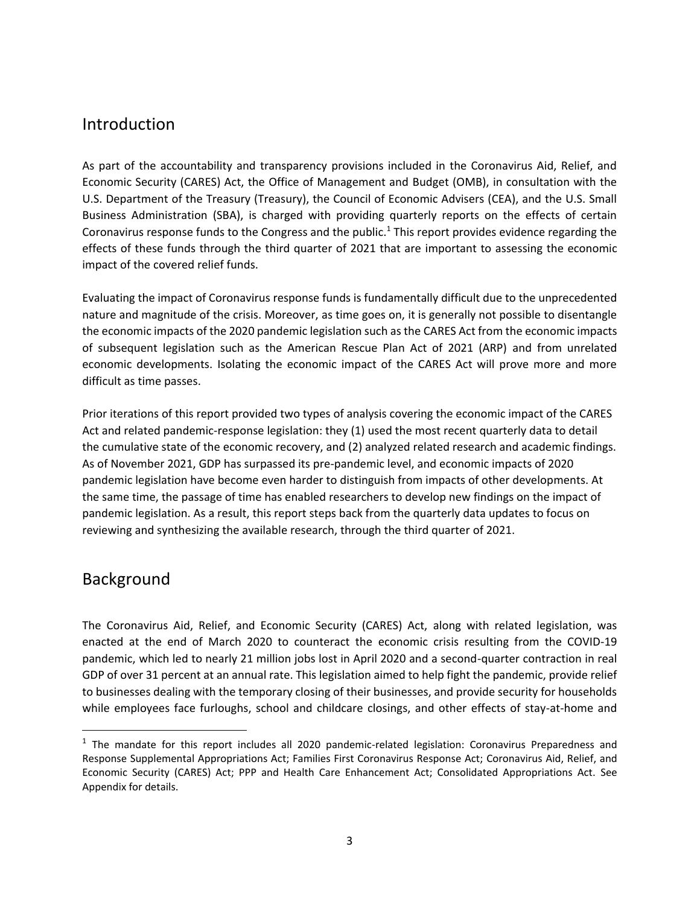## Introduction

As part of the accountability and transparency provisions included in the Coronavirus Aid, Relief, and Economic Security (CARES) Act, the Office of Management and Budget (OMB), in consultation with the U.S. Department of the Treasury (Treasury), the Council of Economic Advisers (CEA), and the U.S. Small Business Administration (SBA), is charged with providing quarterly reports on the effects of certain Coronavirus response funds to the Congress and the public.[1] This report provides evidence regarding the effects of these funds through the third quarter of 2021 that are important to assessing the economic impact of the covered relief funds.

Evaluating the impact of Coronavirus response funds is fundamentally difficult due to the unprecedented nature and magnitude of the crisis. Moreover, as time goes on, it is generally not possible to disentangle the economic impacts of the 2020 pandemic legislation such as the CARES Act from the economic impacts of subsequent legislation such as the American Rescue Plan Act of 2021 (ARP) and from unrelated economic developments. Isolating the economic impact of the CARES Act will prove more and more difficult as time passes.

Prior iterations of this report provided two types of analysis covering the economic impact of the CARES Act and related pandemic-response legislation: they (1) used the most recent quarterly data to detail the cumulative state of the economic recovery, and (2) analyzed related research and academic findings. As of November 2021, GDP has surpassed its pre-pandemic level, and economic impacts of 2020 pandemic legislation have become even harder to distinguish from impacts of other developments. At the same time, the passage of time has enabled researchers to develop new findings on the impact of pandemic legislation. As a result, this report steps back from the quarterly data updates to focus on reviewing and synthesizing the available research, through the third quarter of 2021.

## Background

The Coronavirus Aid, Relief, and Economic Security (CARES) Act, along with related legislation, was enacted at the end of March 2020 to counteract the economic crisis resulting from the COVID-19 pandemic, which led to nearly 21 million jobs lost in April 2020 and a second-quarter contraction in real GDP of over 31 percent at an annual rate. This legislation aimed to help fight the pandemic, provide relief to businesses dealing with the temporary closing of their businesses, and provide security for households while employees face furloughs, school and childcare closings, and other effects of stay-at-home and

---

[1] The mandate for this report includes all 2020 pandemic-related legislation: Coronavirus Preparedness and Response Supplemental Appropriations Act; Families First Coronavirus Response Act; Coronavirus Aid, Relief, and Economic Security (CARES) Act; PPP and Health Care Enhancement Act; Consolidated Appropriations Act. See Appendix for details.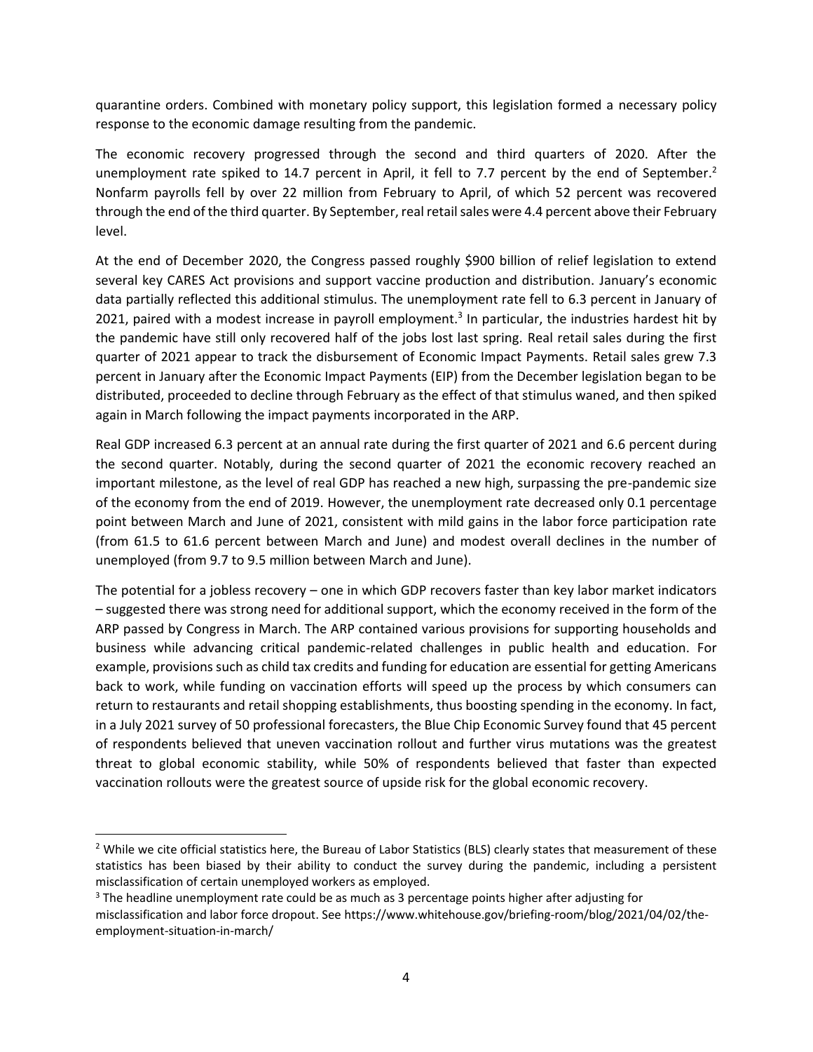quarantine orders. Combined with monetary policy support, this legislation formed a necessary policy response to the economic damage resulting from the pandemic.

The economic recovery progressed through the second and third quarters of 2020. After the unemployment rate spiked to 14.7 percent in April, it fell to 7.7 percent by the end of September.[2] Nonfarm payrolls fell by over 22 million from February to April, of which 52 percent was recovered through the end of the third quarter. By September, real retail sales were 4.4 percent above their February level.

At the end of December 2020, the Congress passed roughly $900 billion of relief legislation to extend several key CARES Act provisions and support vaccine production and distribution. January's economic data partially reflected this additional stimulus. The unemployment rate fell to 6.3 percent in January of 2021, paired with a modest increase in payroll employment.[3] In particular, the industries hardest hit by the pandemic have still only recovered half of the jobs lost last spring. Real retail sales during the first quarter of 2021 appear to track the disbursement of Economic Impact Payments. Retail sales grew 7.3 percent in January after the Economic Impact Payments (EIP) from the December legislation began to be distributed, proceeded to decline through February as the effect of that stimulus waned, and then spiked again in March following the impact payments incorporated in the ARP.

Real GDP increased 6.3 percent at an annual rate during the first quarter of 2021 and 6.6 percent during the second quarter. Notably, during the second quarter of 2021 the economic recovery reached an important milestone, as the level of real GDP has reached a new high, surpassing the pre-pandemic size of the economy from the end of 2019. However, the unemployment rate decreased only 0.1 percentage point between March and June of 2021, consistent with mild gains in the labor force participation rate (from 61.5 to 61.6 percent between March and June) and modest overall declines in the number of unemployed (from 9.7 to 9.5 million between March and June).

The potential for a jobless recovery – one in which GDP recovers faster than key labor market indicators – suggested there was strong need for additional support, which the economy received in the form of the ARP passed by Congress in March. The ARP contained various provisions for supporting households and business while advancing critical pandemic-related challenges in public health and education. For example, provisions such as child tax credits and funding for education are essential for getting Americans back to work, while funding on vaccination efforts will speed up the process by which consumers can return to restaurants and retail shopping establishments, thus boosting spending in the economy. In fact, in a July 2021 survey of 50 professional forecasters, the Blue Chip Economic Survey found that 45 percent of respondents believed that uneven vaccination rollout and further virus mutations was the greatest threat to global economic stability, while 50% of respondents believed that faster than expected vaccination rollouts were the greatest source of upside risk for the global economic recovery.

---

[2] While we cite official statistics here, the Bureau of Labor Statistics (BLS) clearly states that measurement of these statistics has been biased by their ability to conduct the survey during the pandemic, including a persistent misclassification of certain unemployed workers as employed.

[3] The headline unemployment rate could be as much as 3 percentage points higher after adjusting for misclassification and labor force dropout. See https://www.whitehouse.gov/briefing-room/blog/2021/04/02/the-employment-situation-in-march/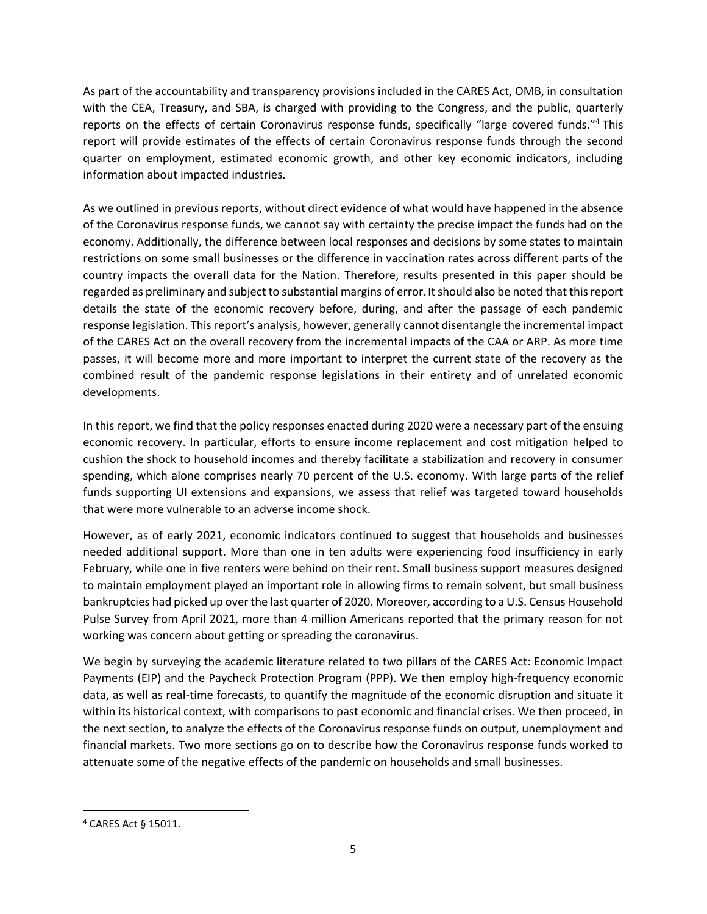As part of the accountability and transparency provisions included in the CARES Act, OMB, in consultation with the CEA, Treasury, and SBA, is charged with providing to the Congress, and the public, quarterly reports on the effects of certain Coronavirus response funds, specifically "large covered funds."[4] This report will provide estimates of the effects of certain Coronavirus response funds through the second quarter on employment, estimated economic growth, and other key economic indicators, including information about impacted industries.

As we outlined in previous reports, without direct evidence of what would have happened in the absence of the Coronavirus response funds, we cannot say with certainty the precise impact the funds had on the economy. Additionally, the difference between local responses and decisions by some states to maintain restrictions on some small businesses or the difference in vaccination rates across different parts of the country impacts the overall data for the Nation. Therefore, results presented in this paper should be regarded as preliminary and subject to substantial margins of error. It should also be noted that this report details the state of the economic recovery before, during, and after the passage of each pandemic response legislation. This report's analysis, however, generally cannot disentangle the incremental impact of the CARES Act on the overall recovery from the incremental impacts of the CAA or ARP. As more time passes, it will become more and more important to interpret the current state of the recovery as the combined result of the pandemic response legislations in their entirety and of unrelated economic developments.

In this report, we find that the policy responses enacted during 2020 were a necessary part of the ensuing economic recovery. In particular, efforts to ensure income replacement and cost mitigation helped to cushion the shock to household incomes and thereby facilitate a stabilization and recovery in consumer spending, which alone comprises nearly 70 percent of the U.S. economy. With large parts of the relief funds supporting UI extensions and expansions, we assess that relief was targeted toward households that were more vulnerable to an adverse income shock.

However, as of early 2021, economic indicators continued to suggest that households and businesses needed additional support. More than one in ten adults were experiencing food insufficiency in early February, while one in five renters were behind on their rent. Small business support measures designed to maintain employment played an important role in allowing firms to remain solvent, but small business bankruptcies had picked up over the last quarter of 2020. Moreover, according to a U.S. Census Household Pulse Survey from April 2021, more than 4 million Americans reported that the primary reason for not working was concern about getting or spreading the coronavirus.

We begin by surveying the academic literature related to two pillars of the CARES Act: Economic Impact Payments (EIP) and the Paycheck Protection Program (PPP). We then employ high-frequency economic data, as well as real-time forecasts, to quantify the magnitude of the economic disruption and situate it within its historical context, with comparisons to past economic and financial crises. We then proceed, in the next section, to analyze the effects of the Coronavirus response funds on output, unemployment and financial markets. Two more sections go on to describe how the Coronavirus response funds worked to attenuate some of the negative effects of the pandemic on households and small businesses.

[4] CARES Act § 15011.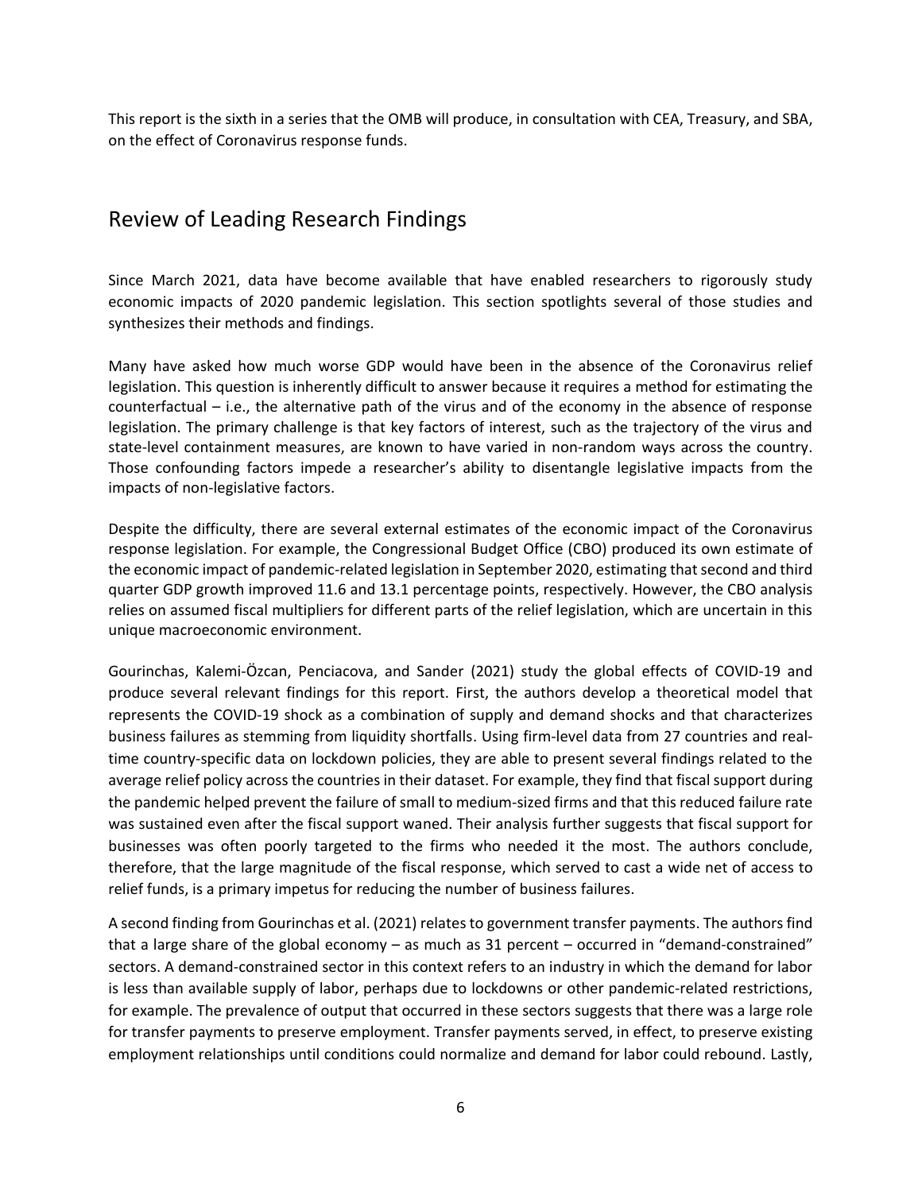This report is the sixth in a series that the OMB will produce, in consultation with CEA, Treasury, and SBA, on the effect of Coronavirus response funds.

## Review of Leading Research Findings

Since March 2021, data have become available that have enabled researchers to rigorously study economic impacts of 2020 pandemic legislation. This section spotlights several of those studies and synthesizes their methods and findings.

Many have asked how much worse GDP would have been in the absence of the Coronavirus relief legislation. This question is inherently difficult to answer because it requires a method for estimating the counterfactual – i.e., the alternative path of the virus and of the economy in the absence of response legislation. The primary challenge is that key factors of interest, such as the trajectory of the virus and state-level containment measures, are known to have varied in non-random ways across the country. Those confounding factors impede a researcher's ability to disentangle legislative impacts from the impacts of non-legislative factors.

Despite the difficulty, there are several external estimates of the economic impact of the Coronavirus response legislation. For example, the Congressional Budget Office (CBO) produced its own estimate of the economic impact of pandemic-related legislation in September 2020, estimating that second and third quarter GDP growth improved 11.6 and 13.1 percentage points, respectively. However, the CBO analysis relies on assumed fiscal multipliers for different parts of the relief legislation, which are uncertain in this unique macroeconomic environment.

Gourinchas, Kalemi-Özcan, Penciacova, and Sander (2021) study the global effects of COVID-19 and produce several relevant findings for this report. First, the authors develop a theoretical model that represents the COVID-19 shock as a combination of supply and demand shocks and that characterizes business failures as stemming from liquidity shortfalls. Using firm-level data from 27 countries and real-time country-specific data on lockdown policies, they are able to present several findings related to the average relief policy across the countries in their dataset. For example, they find that fiscal support during the pandemic helped prevent the failure of small to medium-sized firms and that this reduced failure rate was sustained even after the fiscal support waned. Their analysis further suggests that fiscal support for businesses was often poorly targeted to the firms who needed it the most. The authors conclude, therefore, that the large magnitude of the fiscal response, which served to cast a wide net of access to relief funds, is a primary impetus for reducing the number of business failures.

A second finding from Gourinchas et al. (2021) relates to government transfer payments. The authors find that a large share of the global economy – as much as 31 percent – occurred in "demand-constrained" sectors. A demand-constrained sector in this context refers to an industry in which the demand for labor is less than available supply of labor, perhaps due to lockdowns or other pandemic-related restrictions, for example. The prevalence of output that occurred in these sectors suggests that there was a large role for transfer payments to preserve employment. Transfer payments served, in effect, to preserve existing employment relationships until conditions could normalize and demand for labor could rebound. Lastly,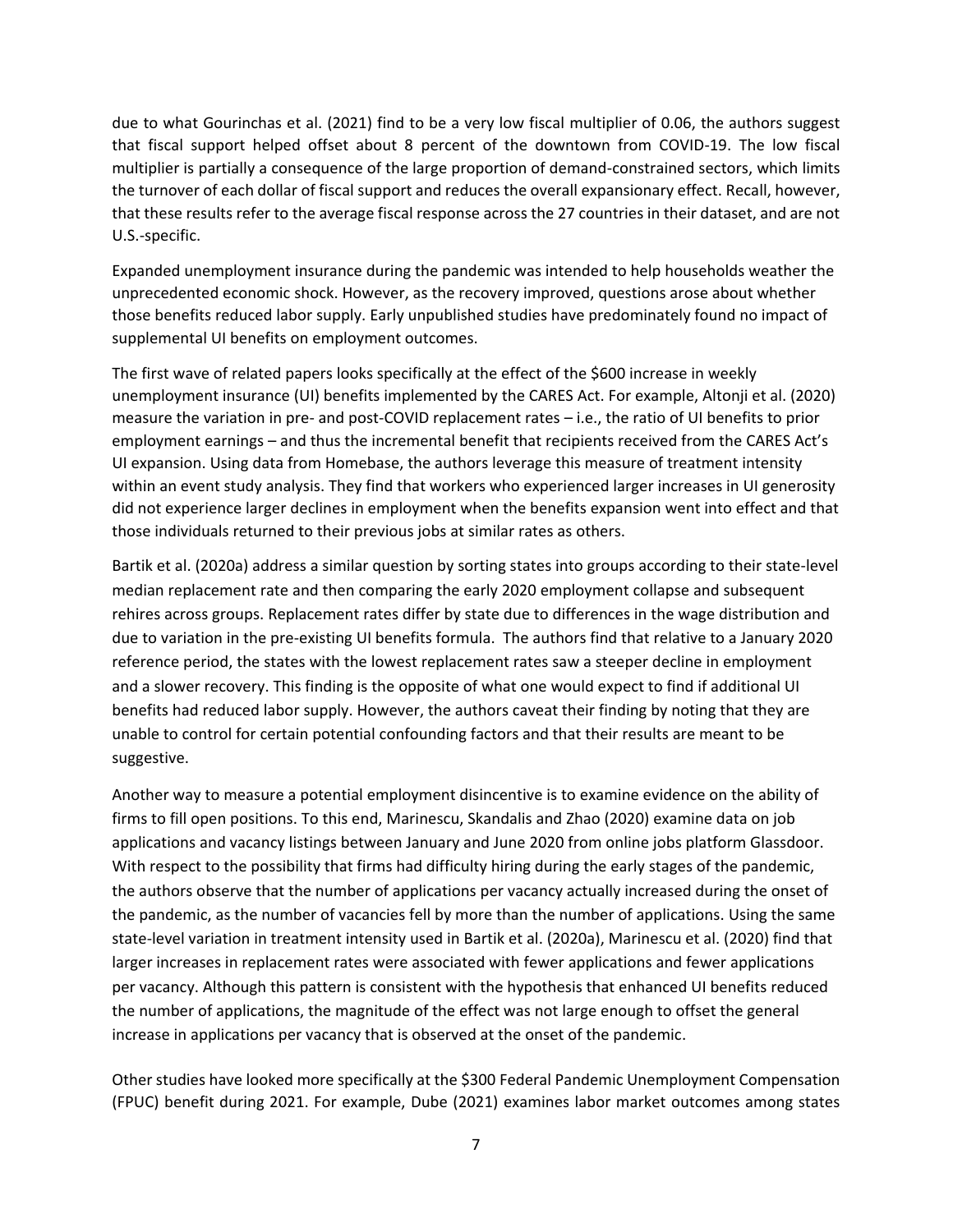due to what Gourinchas et al. (2021) find to be a very low fiscal multiplier of 0.06, the authors suggest that fiscal support helped offset about 8 percent of the downtown from COVID-19. The low fiscal multiplier is partially a consequence of the large proportion of demand-constrained sectors, which limits the turnover of each dollar of fiscal support and reduces the overall expansionary effect. Recall, however, that these results refer to the average fiscal response across the 27 countries in their dataset, and are not U.S.-specific.

Expanded unemployment insurance during the pandemic was intended to help households weather the unprecedented economic shock. However, as the recovery improved, questions arose about whether those benefits reduced labor supply. Early unpublished studies have predominately found no impact of supplemental UI benefits on employment outcomes.

The first wave of related papers looks specifically at the effect of the $600 increase in weekly unemployment insurance (UI) benefits implemented by the CARES Act. For example, Altonji et al. (2020) measure the variation in pre- and post-COVID replacement rates – i.e., the ratio of UI benefits to prior employment earnings – and thus the incremental benefit that recipients received from the CARES Act's UI expansion. Using data from Homebase, the authors leverage this measure of treatment intensity within an event study analysis. They find that workers who experienced larger increases in UI generosity did not experience larger declines in employment when the benefits expansion went into effect and that those individuals returned to their previous jobs at similar rates as others.

Bartik et al. (2020a) address a similar question by sorting states into groups according to their state-level median replacement rate and then comparing the early 2020 employment collapse and subsequent rehires across groups. Replacement rates differ by state due to differences in the wage distribution and due to variation in the pre-existing UI benefits formula. The authors find that relative to a January 2020 reference period, the states with the lowest replacement rates saw a steeper decline in employment and a slower recovery. This finding is the opposite of what one would expect to find if additional UI benefits had reduced labor supply. However, the authors caveat their finding by noting that they are unable to control for certain potential confounding factors and that their results are meant to be suggestive.

Another way to measure a potential employment disincentive is to examine evidence on the ability of firms to fill open positions. To this end, Marinescu, Skandalis and Zhao (2020) examine data on job applications and vacancy listings between January and June 2020 from online jobs platform Glassdoor. With respect to the possibility that firms had difficulty hiring during the early stages of the pandemic, the authors observe that the number of applications per vacancy actually increased during the onset of the pandemic, as the number of vacancies fell by more than the number of applications. Using the same state-level variation in treatment intensity used in Bartik et al. (2020a), Marinescu et al. (2020) find that larger increases in replacement rates were associated with fewer applications and fewer applications per vacancy. Although this pattern is consistent with the hypothesis that enhanced UI benefits reduced the number of applications, the magnitude of the effect was not large enough to offset the general increase in applications per vacancy that is observed at the onset of the pandemic.

Other studies have looked more specifically at the $300 Federal Pandemic Unemployment Compensation (FPUC) benefit during 2021. For example, Dube (2021) examines labor market outcomes among states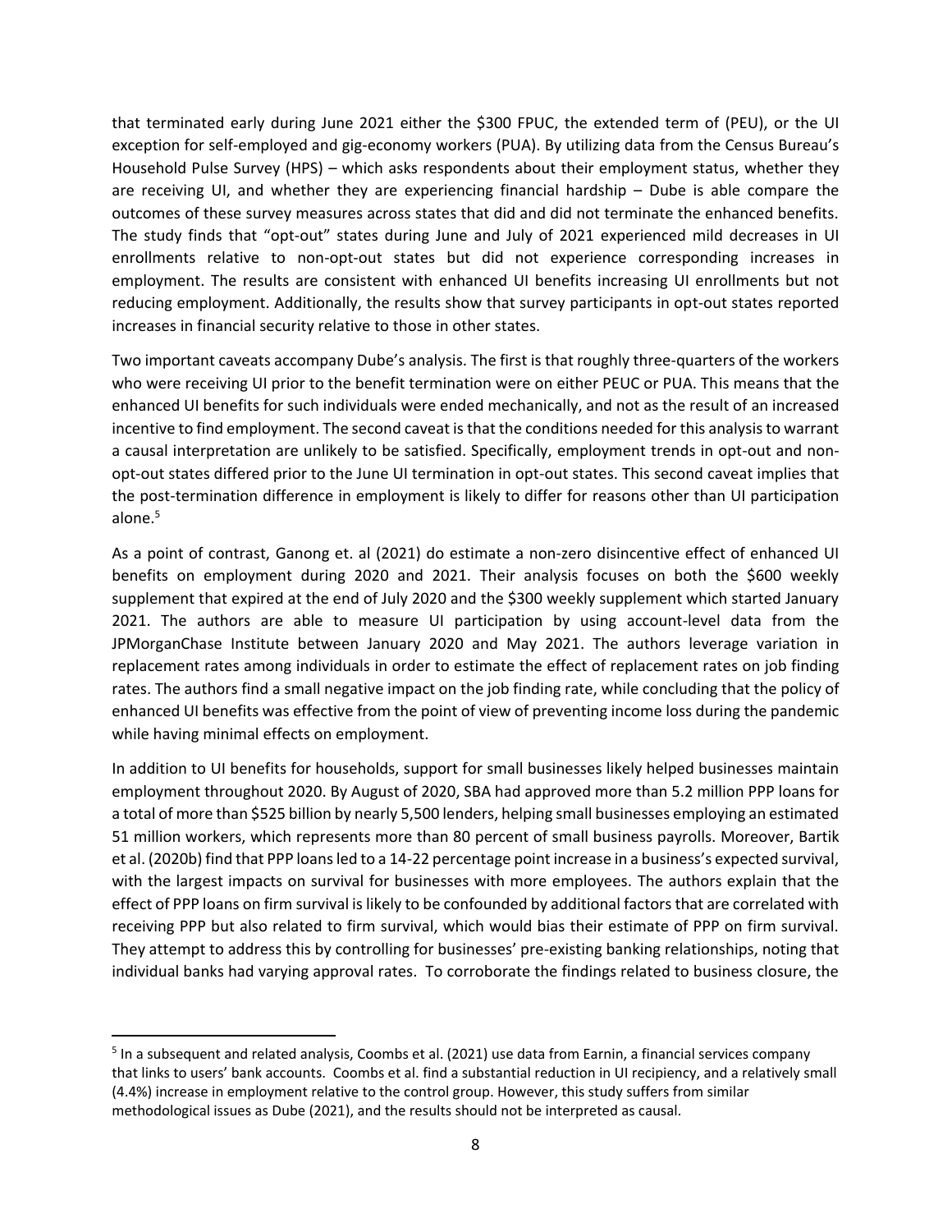that terminated early during June 2021 either the $300 FPUC, the extended term of (PEU), or the UI exception for self-employed and gig-economy workers (PUA). By utilizing data from the Census Bureau's Household Pulse Survey (HPS) – which asks respondents about their employment status, whether they are receiving UI, and whether they are experiencing financial hardship – Dube is able compare the outcomes of these survey measures across states that did and did not terminate the enhanced benefits. The study finds that "opt-out" states during June and July of 2021 experienced mild decreases in UI enrollments relative to non-opt-out states but did not experience corresponding increases in employment. The results are consistent with enhanced UI benefits increasing UI enrollments but not reducing employment. Additionally, the results show that survey participants in opt-out states reported increases in financial security relative to those in other states.

Two important caveats accompany Dube's analysis. The first is that roughly three-quarters of the workers who were receiving UI prior to the benefit termination were on either PEUC or PUA. This means that the enhanced UI benefits for such individuals were ended mechanically, and not as the result of an increased incentive to find employment. The second caveat is that the conditions needed for this analysis to warrant a causal interpretation are unlikely to be satisfied. Specifically, employment trends in opt-out and non-opt-out states differed prior to the June UI termination in opt-out states. This second caveat implies that the post-termination difference in employment is likely to differ for reasons other than UI participation alone.[5]

As a point of contrast, Ganong et. al (2021) do estimate a non-zero disincentive effect of enhanced UI benefits on employment during 2020 and 2021. Their analysis focuses on both the $600 weekly supplement that expired at the end of July 2020 and the $300 weekly supplement which started January 2021. The authors are able to measure UI participation by using account-level data from the JPMorganChase Institute between January 2020 and May 2021. The authors leverage variation in replacement rates among individuals in order to estimate the effect of replacement rates on job finding rates. The authors find a small negative impact on the job finding rate, while concluding that the policy of enhanced UI benefits was effective from the point of view of preventing income loss during the pandemic while having minimal effects on employment.

In addition to UI benefits for households, support for small businesses likely helped businesses maintain employment throughout 2020. By August of 2020, SBA had approved more than 5.2 million PPP loans for a total of more than $525 billion by nearly 5,500 lenders, helping small businesses employing an estimated 51 million workers, which represents more than 80 percent of small business payrolls. Moreover, Bartik et al. (2020b) find that PPP loans led to a 14-22 percentage point increase in a business's expected survival, with the largest impacts on survival for businesses with more employees. The authors explain that the effect of PPP loans on firm survival is likely to be confounded by additional factors that are correlated with receiving PPP but also related to firm survival, which would bias their estimate of PPP on firm survival. They attempt to address this by controlling for businesses' pre-existing banking relationships, noting that individual banks had varying approval rates. To corroborate the findings related to business closure, the

---

[5] In a subsequent and related analysis, Coombs et al. (2021) use data from Earnin, a financial services company that links to users' bank accounts. Coombs et al. find a substantial reduction in UI recipiency, and a relatively small (4.4%) increase in employment relative to the control group. However, this study suffers from similar methodological issues as Dube (2021), and the results should not be interpreted as causal.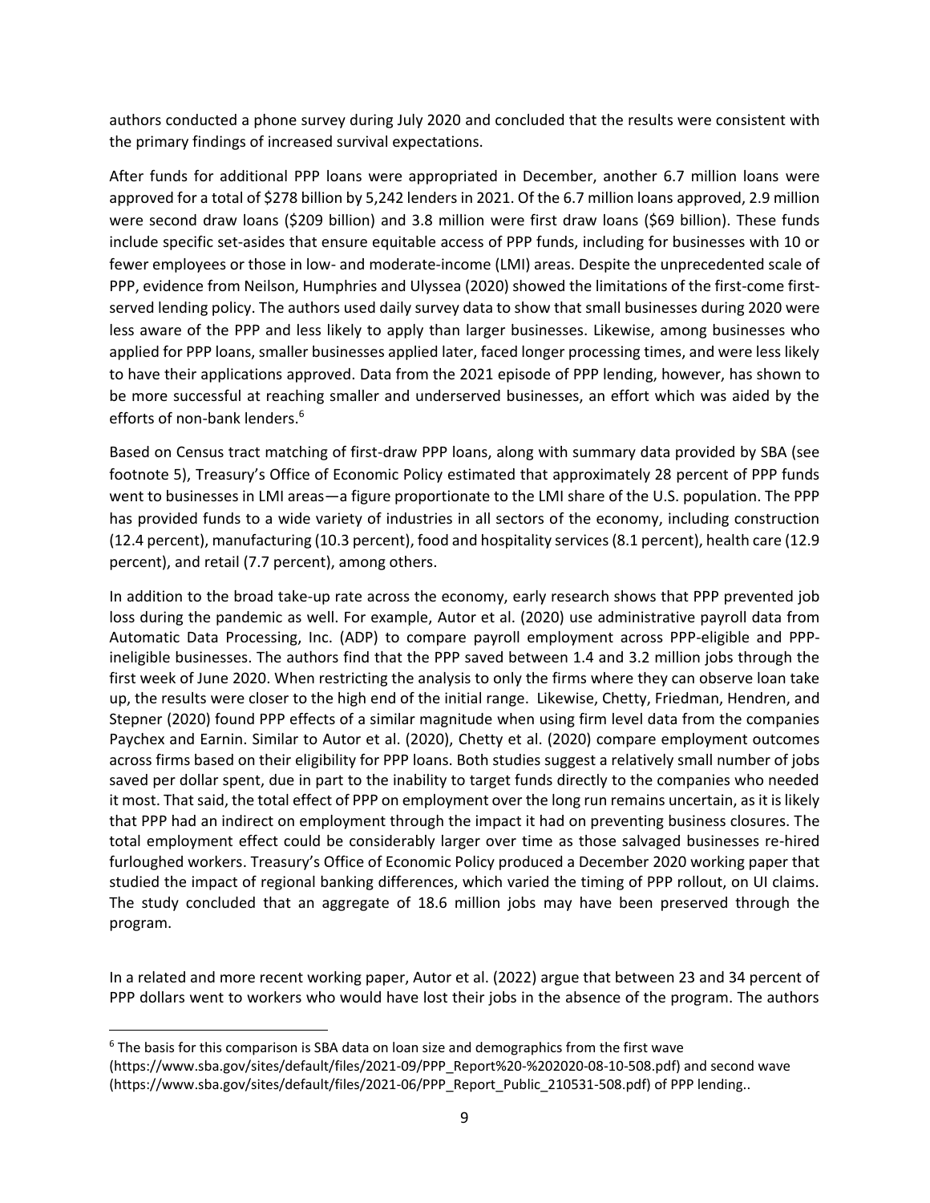authors conducted a phone survey during July 2020 and concluded that the results were consistent with the primary findings of increased survival expectations.

After funds for additional PPP loans were appropriated in December, another 6.7 million loans were approved for a total of $278 billion by 5,242 lenders in 2021. Of the 6.7 million loans approved, 2.9 million were second draw loans ($209 billion) and 3.8 million were first draw loans ($69 billion). These funds include specific set-asides that ensure equitable access of PPP funds, including for businesses with 10 or fewer employees or those in low- and moderate-income (LMI) areas. Despite the unprecedented scale of PPP, evidence from Neilson, Humphries and Ulyssea (2020) showed the limitations of the first-come first-served lending policy. The authors used daily survey data to show that small businesses during 2020 were less aware of the PPP and less likely to apply than larger businesses. Likewise, among businesses who applied for PPP loans, smaller businesses applied later, faced longer processing times, and were less likely to have their applications approved. Data from the 2021 episode of PPP lending, however, has shown to be more successful at reaching smaller and underserved businesses, an effort which was aided by the efforts of non-bank lenders.[6]

Based on Census tract matching of first-draw PPP loans, along with summary data provided by SBA (see footnote 5), Treasury's Office of Economic Policy estimated that approximately 28 percent of PPP funds went to businesses in LMI areas—a figure proportionate to the LMI share of the U.S. population. The PPP has provided funds to a wide variety of industries in all sectors of the economy, including construction (12.4 percent), manufacturing (10.3 percent), food and hospitality services (8.1 percent), health care (12.9 percent), and retail (7.7 percent), among others.

In addition to the broad take-up rate across the economy, early research shows that PPP prevented job loss during the pandemic as well. For example, Autor et al. (2020) use administrative payroll data from Automatic Data Processing, Inc. (ADP) to compare payroll employment across PPP-eligible and PPP-ineligible businesses. The authors find that the PPP saved between 1.4 and 3.2 million jobs through the first week of June 2020. When restricting the analysis to only the firms where they can observe loan take up, the results were closer to the high end of the initial range. Likewise, Chetty, Friedman, Hendren, and Stepner (2020) found PPP effects of a similar magnitude when using firm level data from the companies Paychex and Earnin. Similar to Autor et al. (2020), Chetty et al. (2020) compare employment outcomes across firms based on their eligibility for PPP loans. Both studies suggest a relatively small number of jobs saved per dollar spent, due in part to the inability to target funds directly to the companies who needed it most. That said, the total effect of PPP on employment over the long run remains uncertain, as it is likely that PPP had an indirect on employment through the impact it had on preventing business closures. The total employment effect could be considerably larger over time as those salvaged businesses re-hired furloughed workers. Treasury's Office of Economic Policy produced a December 2020 working paper that studied the impact of regional banking differences, which varied the timing of PPP rollout, on UI claims. The study concluded that an aggregate of 18.6 million jobs may have been preserved through the program.

In a related and more recent working paper, Autor et al. (2022) argue that between 23 and 34 percent of PPP dollars went to workers who would have lost their jobs in the absence of the program. The authors

---

[6] The basis for this comparison is SBA data on loan size and demographics from the first wave (https://www.sba.gov/sites/default/files/2021-09/PPP_Report%20-%202020-08-10-508.pdf) and second wave (https://www.sba.gov/sites/default/files/2021-06/PPP_Report_Public_210531-508.pdf) of PPP lending..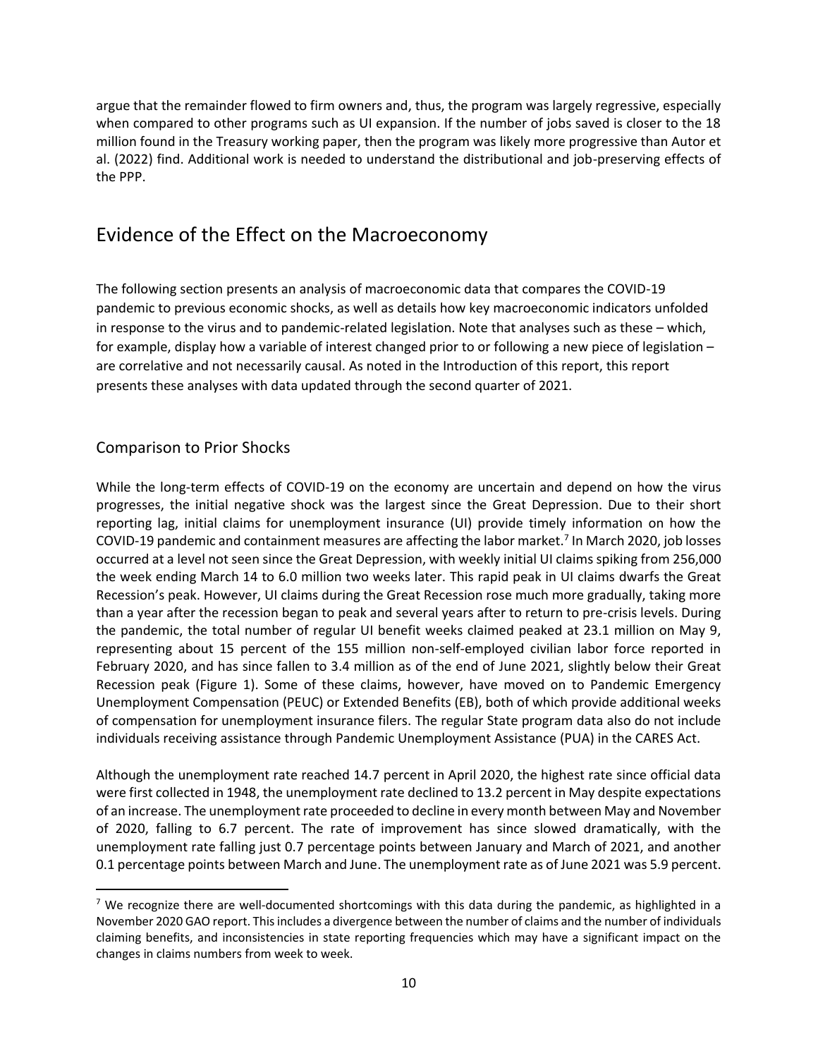argue that the remainder flowed to firm owners and, thus, the program was largely regressive, especially when compared to other programs such as UI expansion. If the number of jobs saved is closer to the 18 million found in the Treasury working paper, then the program was likely more progressive than Autor et al. (2022) find. Additional work is needed to understand the distributional and job-preserving effects of the PPP.

# Evidence of the Effect on the Macroeconomy

The following section presents an analysis of macroeconomic data that compares the COVID-19 pandemic to previous economic shocks, as well as details how key macroeconomic indicators unfolded in response to the virus and to pandemic-related legislation. Note that analyses such as these – which, for example, display how a variable of interest changed prior to or following a new piece of legislation – are correlative and not necessarily causal. As noted in the Introduction of this report, this report presents these analyses with data updated through the second quarter of 2021.

## Comparison to Prior Shocks

While the long-term effects of COVID-19 on the economy are uncertain and depend on how the virus progresses, the initial negative shock was the largest since the Great Depression. Due to their short reporting lag, initial claims for unemployment insurance (UI) provide timely information on how the COVID-19 pandemic and containment measures are affecting the labor market.[7] In March 2020, job losses occurred at a level not seen since the Great Depression, with weekly initial UI claims spiking from 256,000 the week ending March 14 to 6.0 million two weeks later. This rapid peak in UI claims dwarfs the Great Recession's peak. However, UI claims during the Great Recession rose much more gradually, taking more than a year after the recession began to peak and several years after to return to pre-crisis levels. During the pandemic, the total number of regular UI benefit weeks claimed peaked at 23.1 million on May 9, representing about 15 percent of the 155 million non-self-employed civilian labor force reported in February 2020, and has since fallen to 3.4 million as of the end of June 2021, slightly below their Great Recession peak (Figure 1). Some of these claims, however, have moved on to Pandemic Emergency Unemployment Compensation (PEUC) or Extended Benefits (EB), both of which provide additional weeks of compensation for unemployment insurance filers. The regular State program data also do not include individuals receiving assistance through Pandemic Unemployment Assistance (PUA) in the CARES Act.

Although the unemployment rate reached 14.7 percent in April 2020, the highest rate since official data were first collected in 1948, the unemployment rate declined to 13.2 percent in May despite expectations of an increase. The unemployment rate proceeded to decline in every month between May and November of 2020, falling to 6.7 percent. The rate of improvement has since slowed dramatically, with the unemployment rate falling just 0.7 percentage points between January and March of 2021, and another 0.1 percentage points between March and June. The unemployment rate as of June 2021 was 5.9 percent.

[7] We recognize there are well-documented shortcomings with this data during the pandemic, as highlighted in a November 2020 GAO report. This includes a divergence between the number of claims and the number of individuals claiming benefits, and inconsistencies in state reporting frequencies which may have a significant impact on the changes in claims numbers from week to week.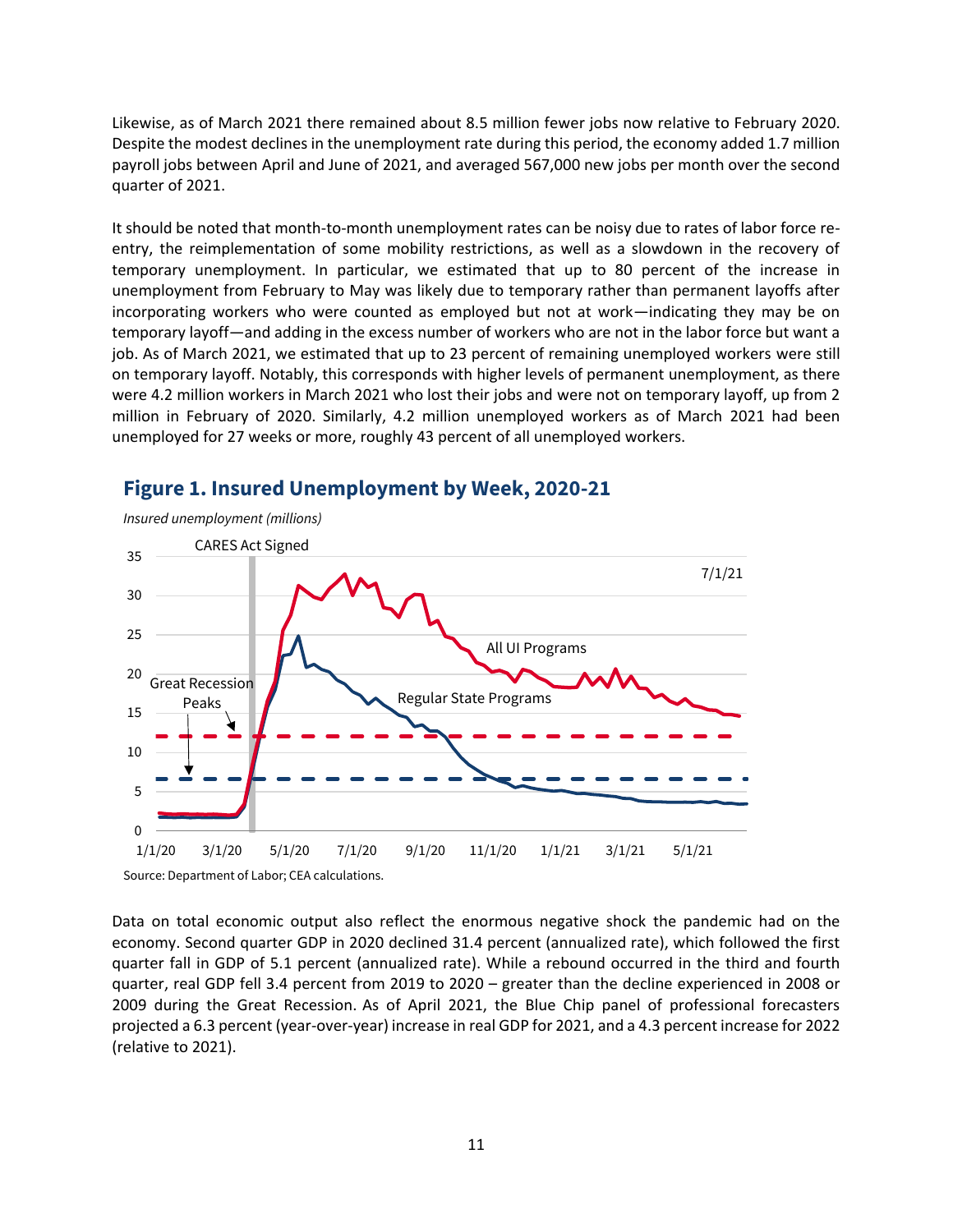Likewise, as of March 2021 there remained about 8.5 million fewer jobs now relative to February 2020. Despite the modest declines in the unemployment rate during this period, the economy added 1.7 million payroll jobs between April and June of 2021, and averaged 567,000 new jobs per month over the second quarter of 2021.

It should be noted that month-to-month unemployment rates can be noisy due to rates of labor force re-entry, the reimplementation of some mobility restrictions, as well as a slowdown in the recovery of temporary unemployment. In particular, we estimated that up to 80 percent of the increase in unemployment from February to May was likely due to temporary rather than permanent layoffs after incorporating workers who were counted as employed but not at work—indicating they may be on temporary layoff—and adding in the excess number of workers who are not in the labor force but want a job. As of March 2021, we estimated that up to 23 percent of remaining unemployed workers were still on temporary layoff. Notably, this corresponds with higher levels of permanent unemployment, as there were 4.2 million workers in March 2021 who lost their jobs and were not on temporary layoff, up from 2 million in February of 2020. Similarly, 4.2 million unemployed workers as of March 2021 had been unemployed for 27 weeks or more, roughly 43 percent of all unemployed workers.

## Figure 1. Insured Unemployment by Week, 2020-21

*Insured unemployment (millions)*

Source: Department of Labor; CEA calculations.

Data on total economic output also reflect the enormous negative shock the pandemic had on the economy. Second quarter GDP in 2020 declined 31.4 percent (annualized rate), which followed the first quarter fall in GDP of 5.1 percent (annualized rate). While a rebound occurred in the third and fourth quarter, real GDP fell 3.4 percent from 2019 to 2020 – greater than the decline experienced in 2008 or 2009 during the Great Recession. As of April 2021, the Blue Chip panel of professional forecasters projected a 6.3 percent (year-over-year) increase in real GDP for 2021, and a 4.3 percent increase for 2022 (relative to 2021).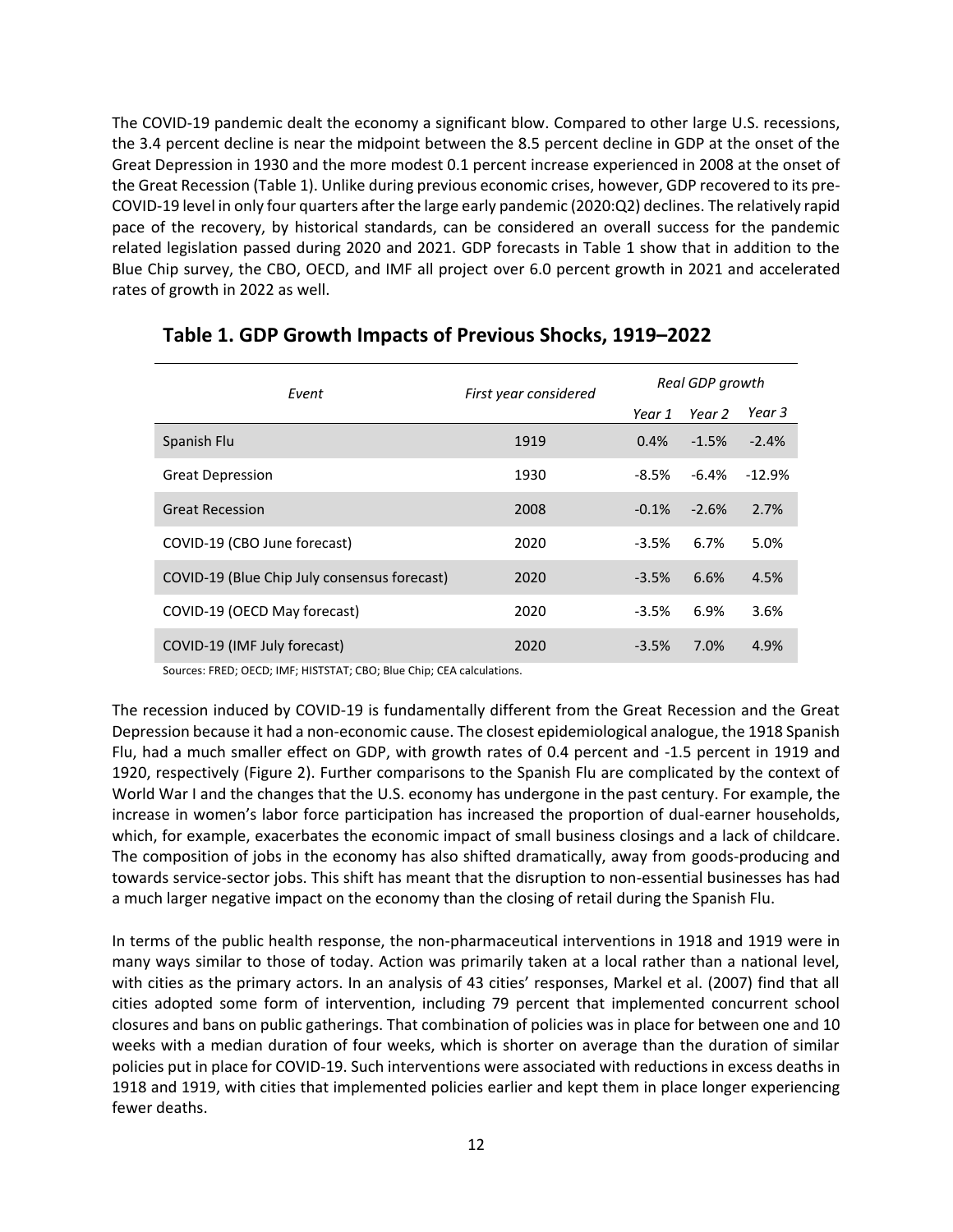The COVID-19 pandemic dealt the economy a significant blow. Compared to other large U.S. recessions, the 3.4 percent decline is near the midpoint between the 8.5 percent decline in GDP at the onset of the Great Depression in 1930 and the more modest 0.1 percent increase experienced in 2008 at the onset of the Great Recession (Table 1). Unlike during previous economic crises, however, GDP recovered to its pre-COVID-19 level in only four quarters after the large early pandemic (2020:Q2) declines. The relatively rapid pace of the recovery, by historical standards, can be considered an overall success for the pandemic related legislation passed during 2020 and 2021. GDP forecasts in Table 1 show that in addition to the Blue Chip survey, the CBO, OECD, and IMF all project over 6.0 percent growth in 2021 and accelerated rates of growth in 2022 as well.

## Table 1. GDP Growth Impacts of Previous Shocks, 1919–2022

| *Event* | *First year considered* | *Real GDP growth* | | |
|---|---|---|---|---|
| | | *Year 1* | *Year 2* | *Year 3* |
| Spanish Flu | 1919 | 0.4% | -1.5% | -2.4% |
| Great Depression | 1930 | -8.5% | -6.4% | -12.9% |
| Great Recession | 2008 | -0.1% | -2.6% | 2.7% |
| COVID-19 (CBO June forecast) | 2020 | -3.5% | 6.7% | 5.0% |
| COVID-19 (Blue Chip July consensus forecast) | 2020 | -3.5% | 6.6% | 4.5% |
| COVID-19 (OECD May forecast) | 2020 | -3.5% | 6.9% | 3.6% |
| COVID-19 (IMF July forecast) | 2020 | -3.5% | 7.0% | 4.9% |

Sources: FRED; OECD; IMF; HISTSTAT; CBO; Blue Chip; CEA calculations.

The recession induced by COVID-19 is fundamentally different from the Great Recession and the Great Depression because it had a non-economic cause. The closest epidemiological analogue, the 1918 Spanish Flu, had a much smaller effect on GDP, with growth rates of 0.4 percent and -1.5 percent in 1919 and 1920, respectively (Figure 2). Further comparisons to the Spanish Flu are complicated by the context of World War I and the changes that the U.S. economy has undergone in the past century. For example, the increase in women's labor force participation has increased the proportion of dual-earner households, which, for example, exacerbates the economic impact of small business closings and a lack of childcare. The composition of jobs in the economy has also shifted dramatically, away from goods-producing and towards service-sector jobs. This shift has meant that the disruption to non-essential businesses has had a much larger negative impact on the economy than the closing of retail during the Spanish Flu.

In terms of the public health response, the non-pharmaceutical interventions in 1918 and 1919 were in many ways similar to those of today. Action was primarily taken at a local rather than a national level, with cities as the primary actors. In an analysis of 43 cities' responses, Markel et al. (2007) find that all cities adopted some form of intervention, including 79 percent that implemented concurrent school closures and bans on public gatherings. That combination of policies was in place for between one and 10 weeks with a median duration of four weeks, which is shorter on average than the duration of similar policies put in place for COVID-19. Such interventions were associated with reductions in excess deaths in 1918 and 1919, with cities that implemented policies earlier and kept them in place longer experiencing fewer deaths.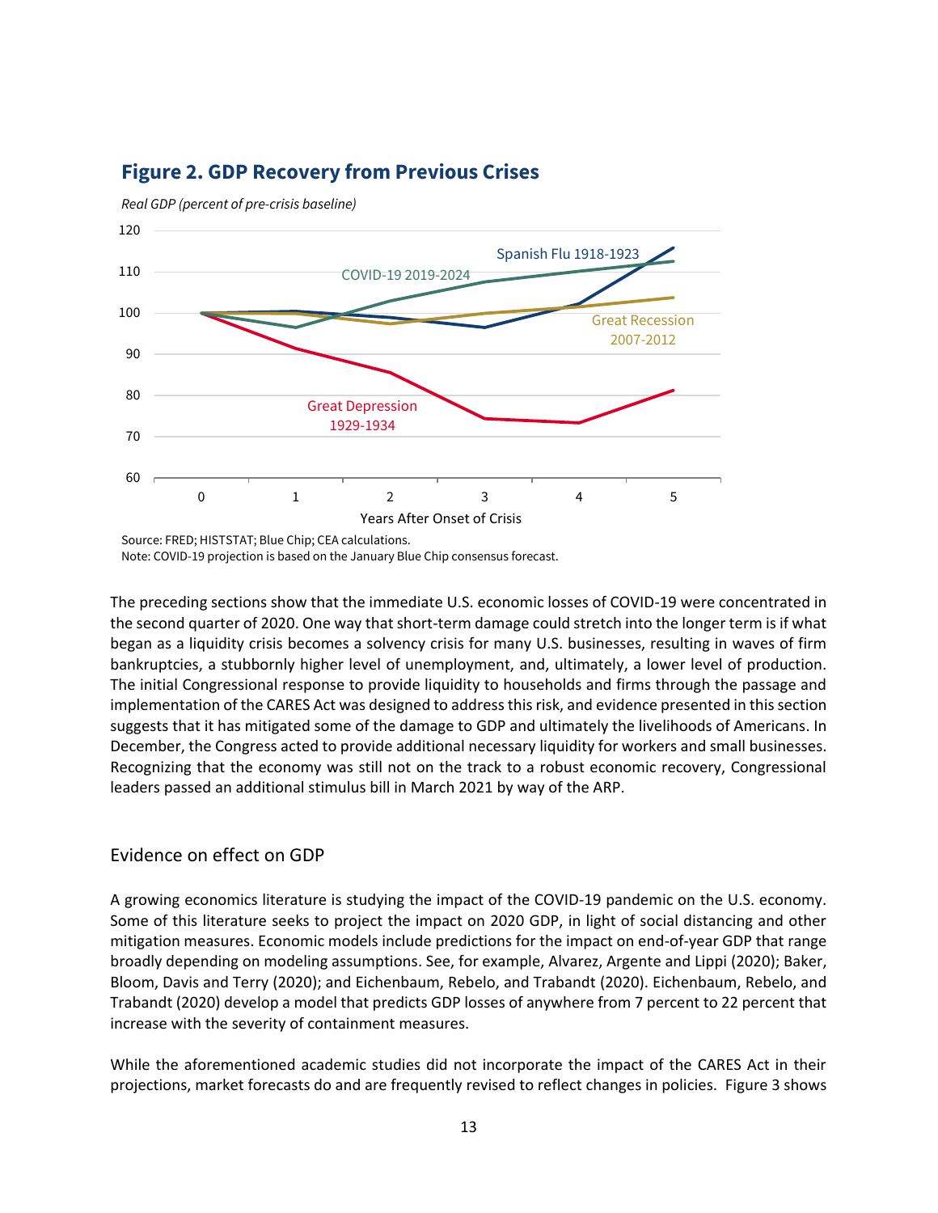## Figure 2. GDP Recovery from Previous Crises

*Real GDP (percent of pre-crisis baseline)*

Source: FRED; HISTSTAT; Blue Chip; CEA calculations.
Note: COVID-19 projection is based on the January Blue Chip consensus forecast.

The preceding sections show that the immediate U.S. economic losses of COVID-19 were concentrated in the second quarter of 2020. One way that short-term damage could stretch into the longer term is if what began as a liquidity crisis becomes a solvency crisis for many U.S. businesses, resulting in waves of firm bankruptcies, a stubbornly higher level of unemployment, and, ultimately, a lower level of production. The initial Congressional response to provide liquidity to households and firms through the passage and implementation of the CARES Act was designed to address this risk, and evidence presented in this section suggests that it has mitigated some of the damage to GDP and ultimately the livelihoods of Americans. In December, the Congress acted to provide additional necessary liquidity for workers and small businesses. Recognizing that the economy was still not on the track to a robust economic recovery, Congressional leaders passed an additional stimulus bill in March 2021 by way of the ARP.

### Evidence on effect on GDP

A growing economics literature is studying the impact of the COVID-19 pandemic on the U.S. economy. Some of this literature seeks to project the impact on 2020 GDP, in light of social distancing and other mitigation measures. Economic models include predictions for the impact on end-of-year GDP that range broadly depending on modeling assumptions. See, for example, Alvarez, Argente and Lippi (2020); Baker, Bloom, Davis and Terry (2020); and Eichenbaum, Rebelo, and Trabandt (2020). Eichenbaum, Rebelo, and Trabandt (2020) develop a model that predicts GDP losses of anywhere from 7 percent to 22 percent that increase with the severity of containment measures.

While the aforementioned academic studies did not incorporate the impact of the CARES Act in their projections, market forecasts do and are frequently revised to reflect changes in policies. Figure 3 shows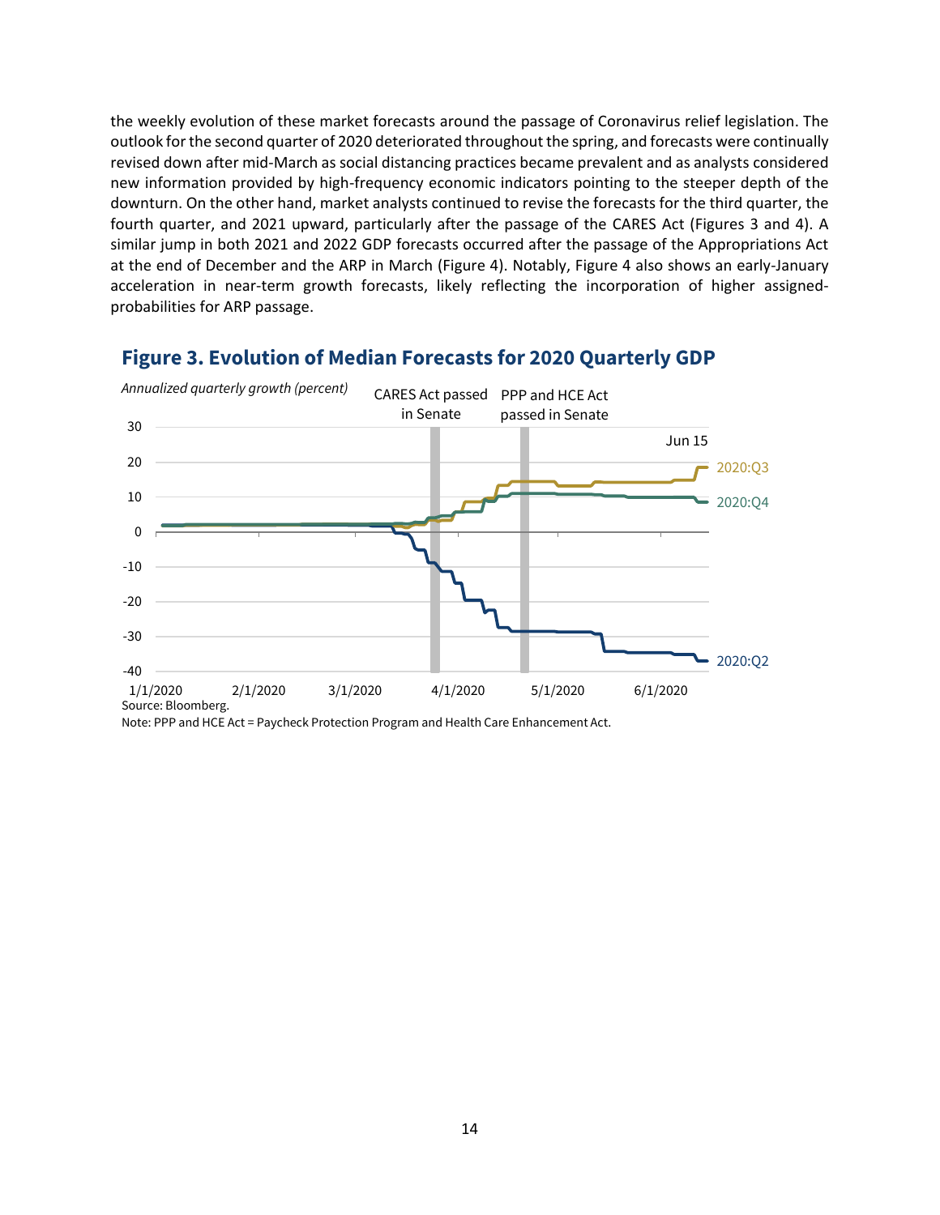the weekly evolution of these market forecasts around the passage of Coronavirus relief legislation. The outlook for the second quarter of 2020 deteriorated throughout the spring, and forecasts were continually revised down after mid-March as social distancing practices became prevalent and as analysts considered new information provided by high-frequency economic indicators pointing to the steeper depth of the downturn. On the other hand, market analysts continued to revise the forecasts for the third quarter, the fourth quarter, and 2021 upward, particularly after the passage of the CARES Act (Figures 3 and 4). A similar jump in both 2021 and 2022 GDP forecasts occurred after the passage of the Appropriations Act at the end of December and the ARP in March (Figure 4). Notably, Figure 4 also shows an early-January acceleration in near-term growth forecasts, likely reflecting the incorporation of higher assigned-probabilities for ARP passage.

## Figure 3. Evolution of Median Forecasts for 2020 Quarterly GDP

*Annualized quarterly growth (percent)*

CARES Act passed in Senate

PPP and HCE Act passed in Senate

Jun 15

2020:Q3

2020:Q4

2020:Q2

30, 20, 10, 0, -10, -20, -30, -40

1/1/2020, 2/1/2020, 3/1/2020, 4/1/2020, 5/1/2020, 6/1/2020

Source: Bloomberg.

Note: PPP and HCE Act = Paycheck Protection Program and Health Care Enhancement Act.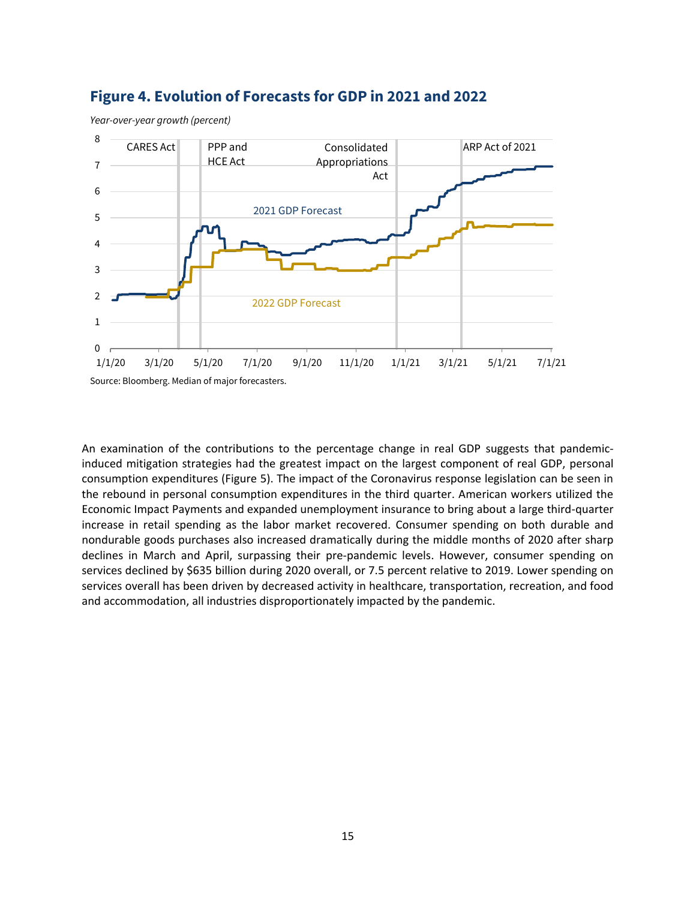## Figure 4. Evolution of Forecasts for GDP in 2021 and 2022

*Year-over-year growth (percent)*

Source: Bloomberg. Median of major forecasters.

An examination of the contributions to the percentage change in real GDP suggests that pandemic-induced mitigation strategies had the greatest impact on the largest component of real GDP, personal consumption expenditures (Figure 5). The impact of the Coronavirus response legislation can be seen in the rebound in personal consumption expenditures in the third quarter. American workers utilized the Economic Impact Payments and expanded unemployment insurance to bring about a large third-quarter increase in retail spending as the labor market recovered. Consumer spending on both durable and nondurable goods purchases also increased dramatically during the middle months of 2020 after sharp declines in March and April, surpassing their pre-pandemic levels. However, consumer spending on services declined by $635 billion during 2020 overall, or 7.5 percent relative to 2019. Lower spending on services overall has been driven by decreased activity in healthcare, transportation, recreation, and food and accommodation, all industries disproportionately impacted by the pandemic.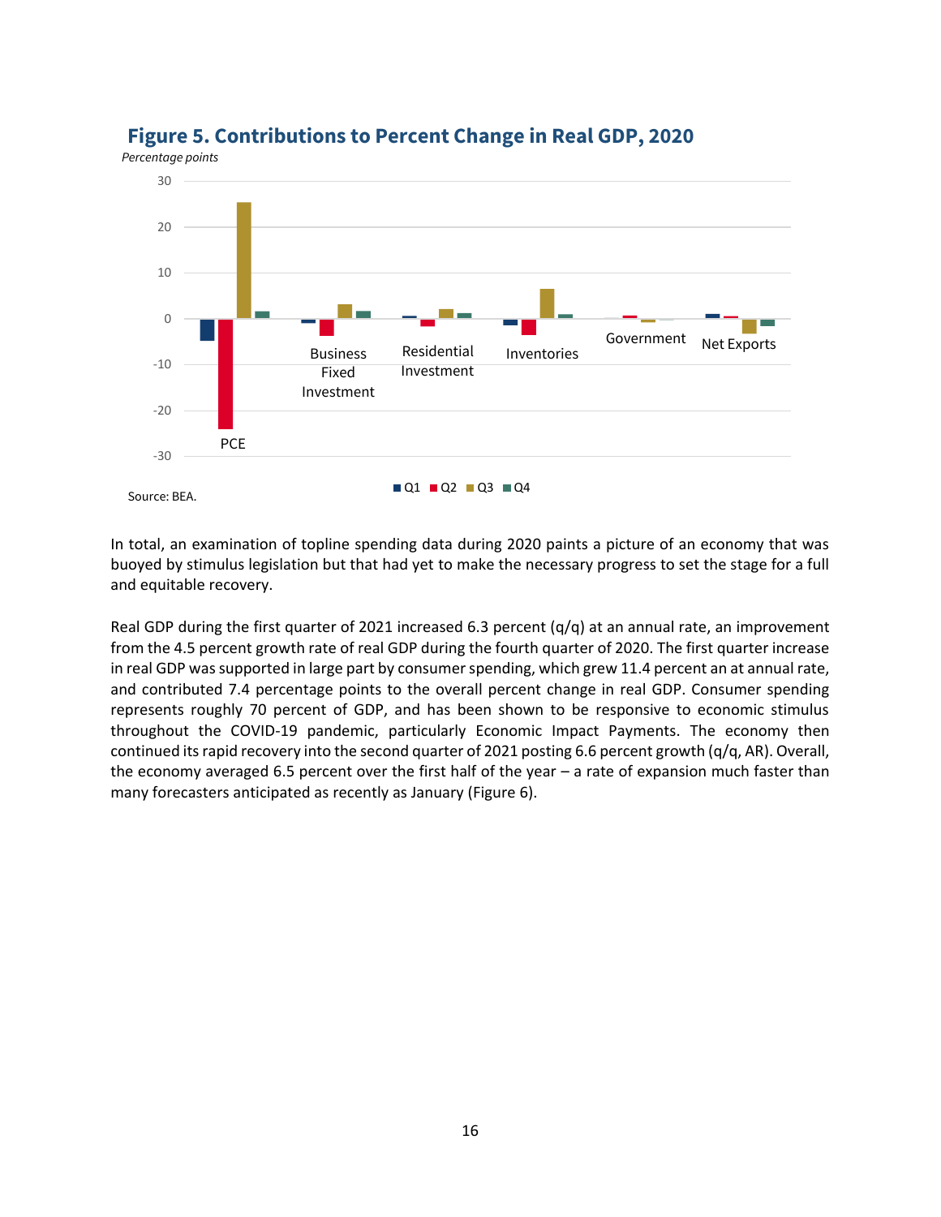**Figure 5. Contributions to Percent Change in Real GDP, 2020**

*Percentage points*

Source: BEA.

In total, an examination of topline spending data during 2020 paints a picture of an economy that was buoyed by stimulus legislation but that had yet to make the necessary progress to set the stage for a full and equitable recovery.

Real GDP during the first quarter of 2021 increased 6.3 percent (q/q) at an annual rate, an improvement from the 4.5 percent growth rate of real GDP during the fourth quarter of 2020. The first quarter increase in real GDP was supported in large part by consumer spending, which grew 11.4 percent an at annual rate, and contributed 7.4 percentage points to the overall percent change in real GDP. Consumer spending represents roughly 70 percent of GDP, and has been shown to be responsive to economic stimulus throughout the COVID-19 pandemic, particularly Economic Impact Payments. The economy then continued its rapid recovery into the second quarter of 2021 posting 6.6 percent growth (q/q, AR). Overall, the economy averaged 6.5 percent over the first half of the year – a rate of expansion much faster than many forecasters anticipated as recently as January (Figure 6).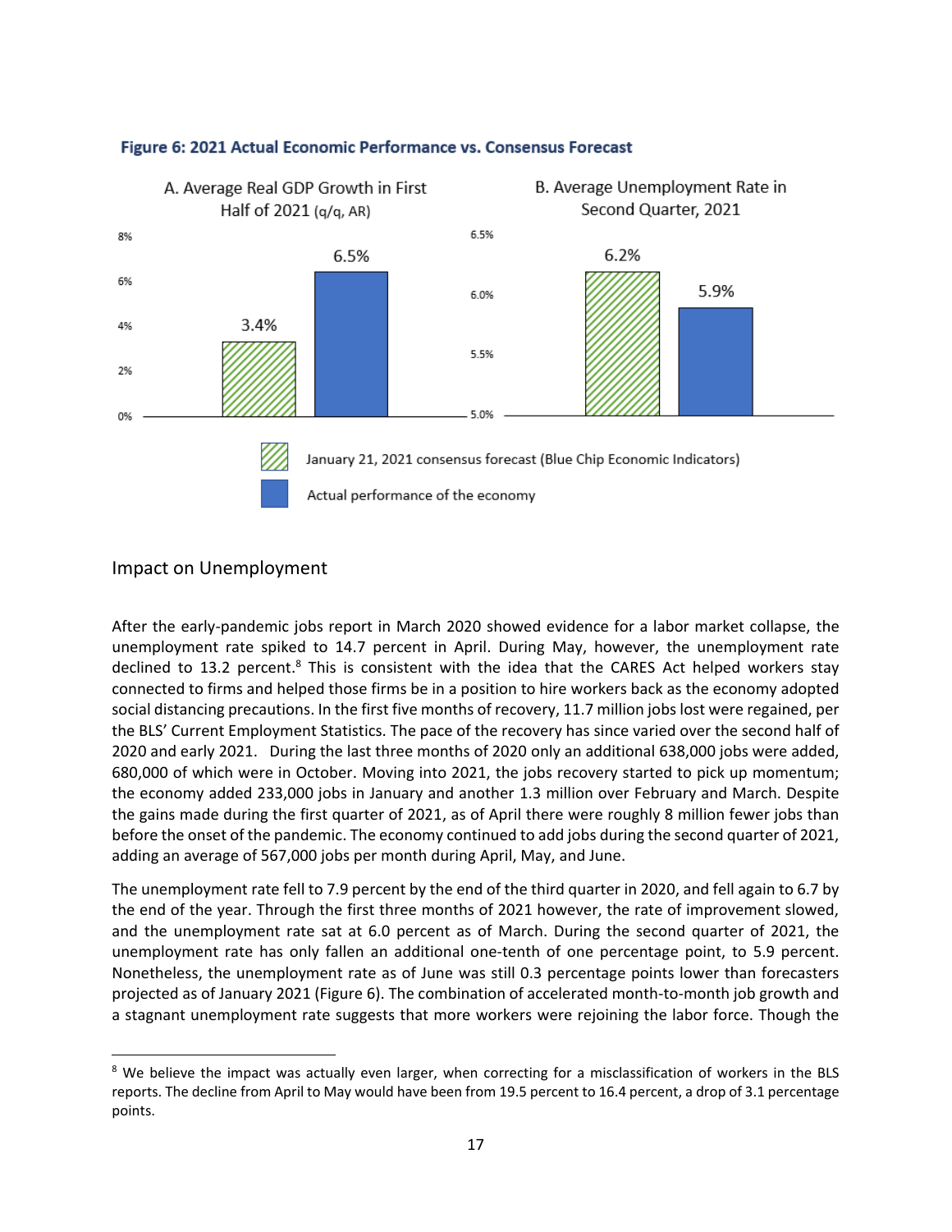**Figure 6: 2021 Actual Economic Performance vs. Consensus Forecast**

A. Average Real GDP Growth in First Half of 2021 (q/q, AR)

B. Average Unemployment Rate in Second Quarter, 2021

| | A. Average Real GDP Growth in First Half of 2021 (q/q, AR) | B. Average Unemployment Rate in Second Quarter, 2021 |
|---|---|---|
| January 21, 2021 consensus forecast (Blue Chip Economic Indicators) | 3.4% | 6.2% |
| Actual performance of the economy | 6.5% | 5.9% |

## Impact on Unemployment

After the early-pandemic jobs report in March 2020 showed evidence for a labor market collapse, the unemployment rate spiked to 14.7 percent in April. During May, however, the unemployment rate declined to 13.2 percent.[8] This is consistent with the idea that the CARES Act helped workers stay connected to firms and helped those firms be in a position to hire workers back as the economy adopted social distancing precautions. In the first five months of recovery, 11.7 million jobs lost were regained, per the BLS' Current Employment Statistics. The pace of the recovery has since varied over the second half of 2020 and early 2021. During the last three months of 2020 only an additional 638,000 jobs were added, 680,000 of which were in October. Moving into 2021, the jobs recovery started to pick up momentum; the economy added 233,000 jobs in January and another 1.3 million over February and March. Despite the gains made during the first quarter of 2021, as of April there were roughly 8 million fewer jobs than before the onset of the pandemic. The economy continued to add jobs during the second quarter of 2021, adding an average of 567,000 jobs per month during April, May, and June.

The unemployment rate fell to 7.9 percent by the end of the third quarter in 2020, and fell again to 6.7 by the end of the year. Through the first three months of 2021 however, the rate of improvement slowed, and the unemployment rate sat at 6.0 percent as of March. During the second quarter of 2021, the unemployment rate has only fallen an additional one-tenth of one percentage point, to 5.9 percent. Nonetheless, the unemployment rate as of June was still 0.3 percentage points lower than forecasters projected as of January 2021 (Figure 6). The combination of accelerated month-to-month job growth and a stagnant unemployment rate suggests that more workers were rejoining the labor force. Though the

[8] We believe the impact was actually even larger, when correcting for a misclassification of workers in the BLS reports. The decline from April to May would have been from 19.5 percent to 16.4 percent, a drop of 3.1 percentage points.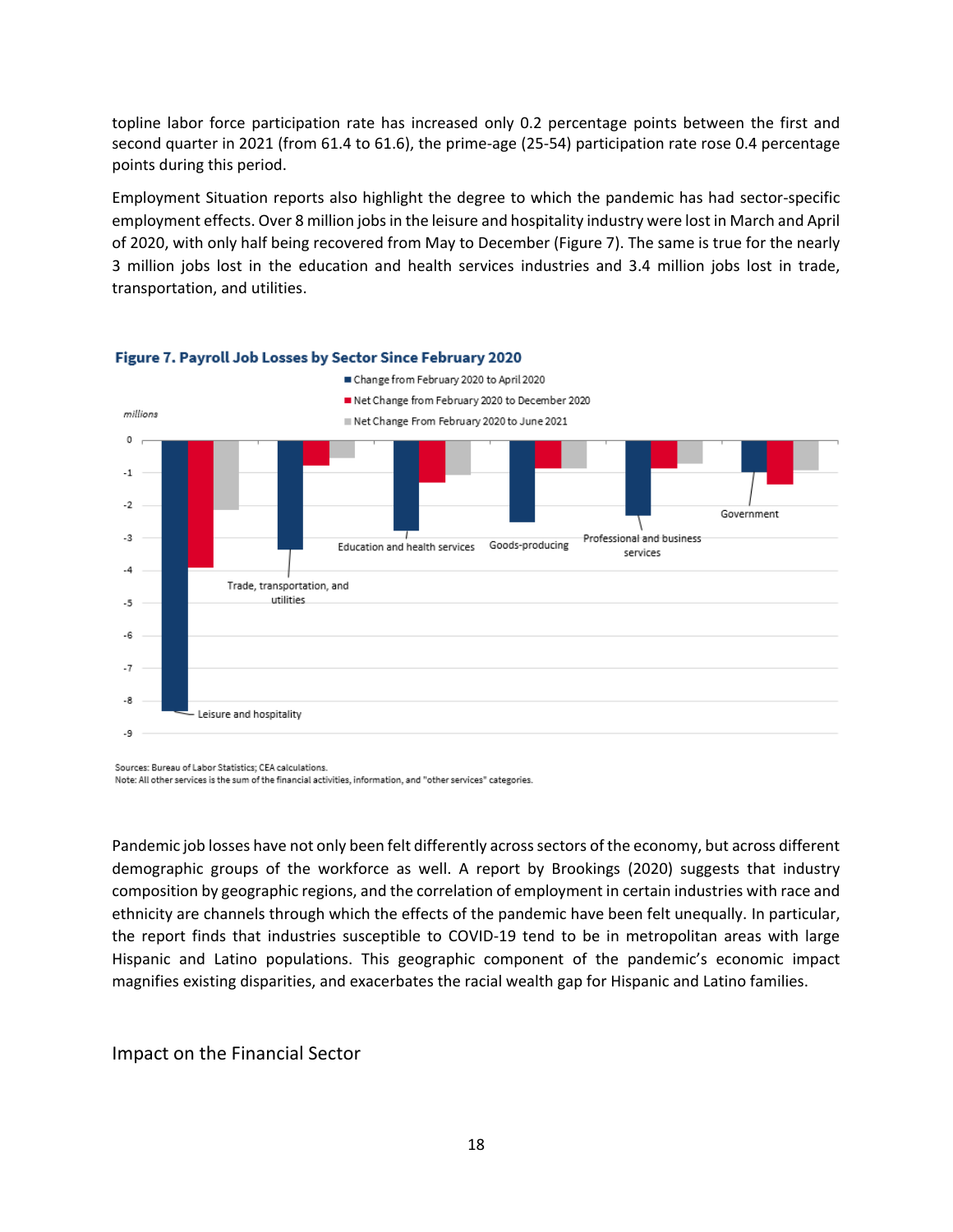topline labor force participation rate has increased only 0.2 percentage points between the first and second quarter in 2021 (from 61.4 to 61.6), the prime-age (25-54) participation rate rose 0.4 percentage points during this period.

Employment Situation reports also highlight the degree to which the pandemic has had sector-specific employment effects. Over 8 million jobs in the leisure and hospitality industry were lost in March and April of 2020, with only half being recovered from May to December (Figure 7). The same is true for the nearly 3 million jobs lost in the education and health services industries and 3.4 million jobs lost in trade, transportation, and utilities.

**Figure 7. Payroll Job Losses by Sector Since February 2020**

Sources: Bureau of Labor Statistics; CEA calculations.
Note: All other services is the sum of the financial activities, information, and "other services" categories.

Pandemic job losses have not only been felt differently across sectors of the economy, but across different demographic groups of the workforce as well. A report by Brookings (2020) suggests that industry composition by geographic regions, and the correlation of employment in certain industries with race and ethnicity are channels through which the effects of the pandemic have been felt unequally. In particular, the report finds that industries susceptible to COVID-19 tend to be in metropolitan areas with large Hispanic and Latino populations. This geographic component of the pandemic's economic impact magnifies existing disparities, and exacerbates the racial wealth gap for Hispanic and Latino families.

## Impact on the Financial Sector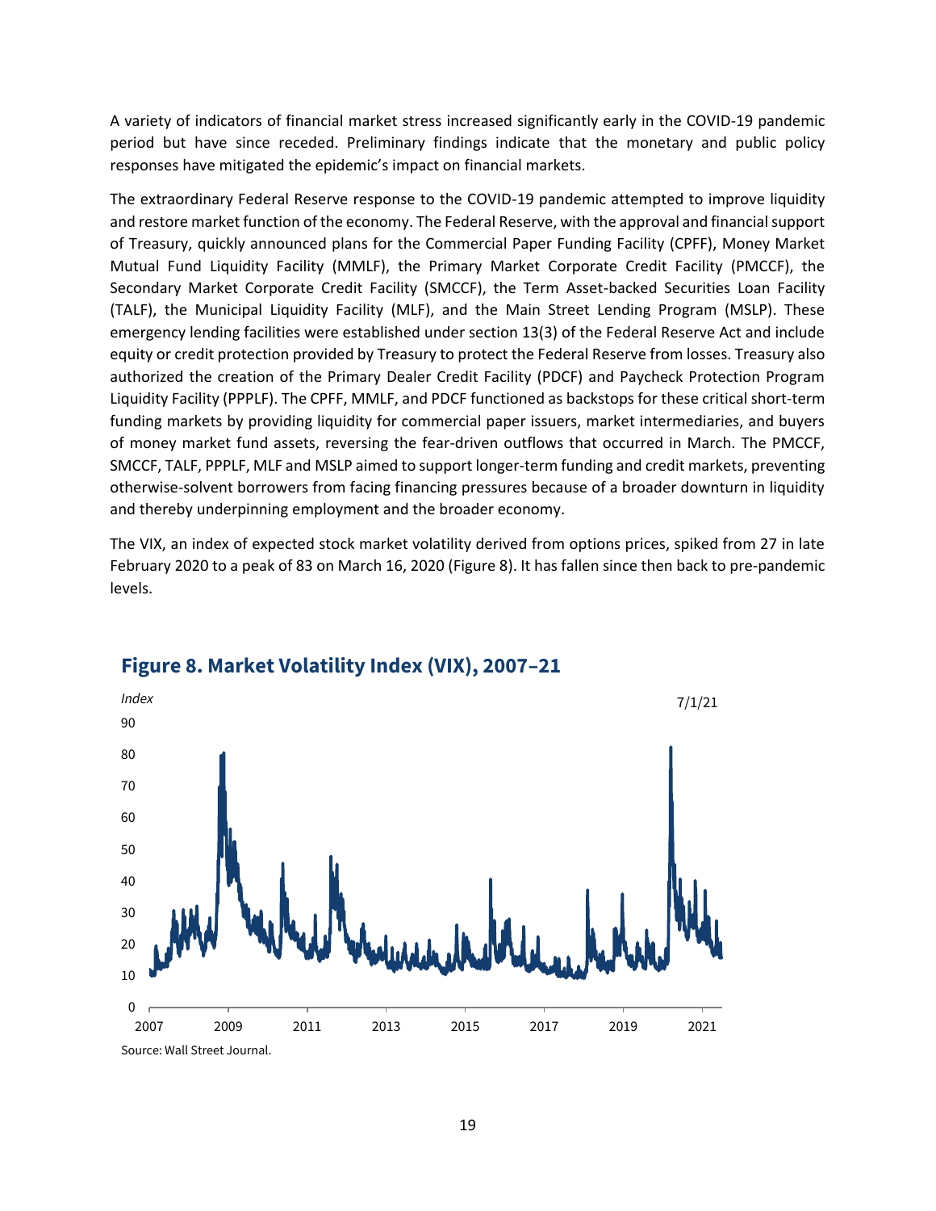A variety of indicators of financial market stress increased significantly early in the COVID-19 pandemic period but have since receded. Preliminary findings indicate that the monetary and public policy responses have mitigated the epidemic's impact on financial markets.

The extraordinary Federal Reserve response to the COVID-19 pandemic attempted to improve liquidity and restore market function of the economy. The Federal Reserve, with the approval and financial support of Treasury, quickly announced plans for the Commercial Paper Funding Facility (CPFF), Money Market Mutual Fund Liquidity Facility (MMLF), the Primary Market Corporate Credit Facility (PMCCF), the Secondary Market Corporate Credit Facility (SMCCF), the Term Asset-backed Securities Loan Facility (TALF), the Municipal Liquidity Facility (MLF), and the Main Street Lending Program (MSLP). These emergency lending facilities were established under section 13(3) of the Federal Reserve Act and include equity or credit protection provided by Treasury to protect the Federal Reserve from losses. Treasury also authorized the creation of the Primary Dealer Credit Facility (PDCF) and Paycheck Protection Program Liquidity Facility (PPPLF). The CPFF, MMLF, and PDCF functioned as backstops for these critical short-term funding markets by providing liquidity for commercial paper issuers, market intermediaries, and buyers of money market fund assets, reversing the fear-driven outflows that occurred in March. The PMCCF, SMCCF, TALF, PPPLF, MLF and MSLP aimed to support longer-term funding and credit markets, preventing otherwise-solvent borrowers from facing financing pressures because of a broader downturn in liquidity and thereby underpinning employment and the broader economy.

The VIX, an index of expected stock market volatility derived from options prices, spiked from 27 in late February 2020 to a peak of 83 on March 16, 2020 (Figure 8). It has fallen since then back to pre-pandemic levels.

## Figure 8. Market Volatility Index (VIX), 2007–21

*Index*

7/1/21

Source: Wall Street Journal.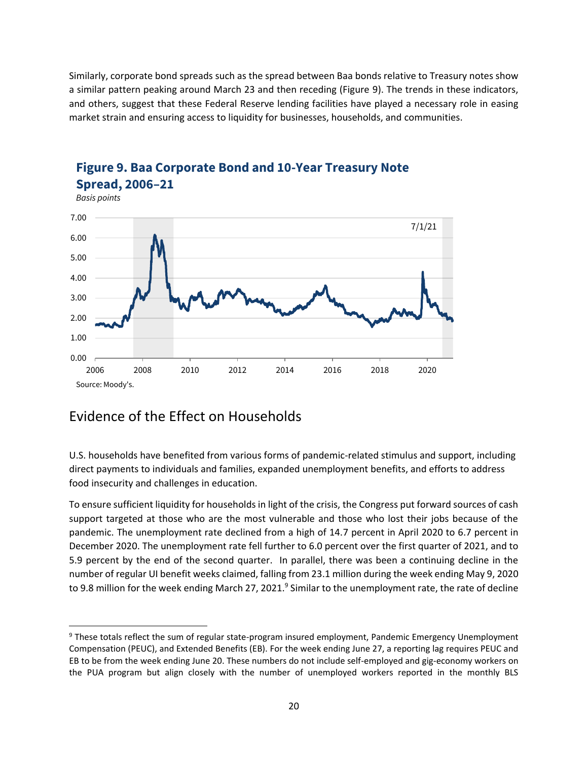Similarly, corporate bond spreads such as the spread between Baa bonds relative to Treasury notes show a similar pattern peaking around March 23 and then receding (Figure 9). The trends in these indicators, and others, suggest that these Federal Reserve lending facilities have played a necessary role in easing market strain and ensuring access to liquidity for businesses, households, and communities.

**Figure 9. Baa Corporate Bond and 10-Year Treasury Note Spread, 2006–21**

*Basis points*

Source: Moody's.

## Evidence of the Effect on Households

U.S. households have benefited from various forms of pandemic-related stimulus and support, including direct payments to individuals and families, expanded unemployment benefits, and efforts to address food insecurity and challenges in education.

To ensure sufficient liquidity for households in light of the crisis, the Congress put forward sources of cash support targeted at those who are the most vulnerable and those who lost their jobs because of the pandemic. The unemployment rate declined from a high of 14.7 percent in April 2020 to 6.7 percent in December 2020. The unemployment rate fell further to 6.0 percent over the first quarter of 2021, and to 5.9 percent by the end of the second quarter. In parallel, there was been a continuing decline in the number of regular UI benefit weeks claimed, falling from 23.1 million during the week ending May 9, 2020 to 9.8 million for the week ending March 27, 2021.[9] Similar to the unemployment rate, the rate of decline

[9] These totals reflect the sum of regular state-program insured employment, Pandemic Emergency Unemployment Compensation (PEUC), and Extended Benefits (EB). For the week ending June 27, a reporting lag requires PEUC and EB to be from the week ending June 20. These numbers do not include self-employed and gig-economy workers on the PUA program but align closely with the number of unemployed workers reported in the monthly BLS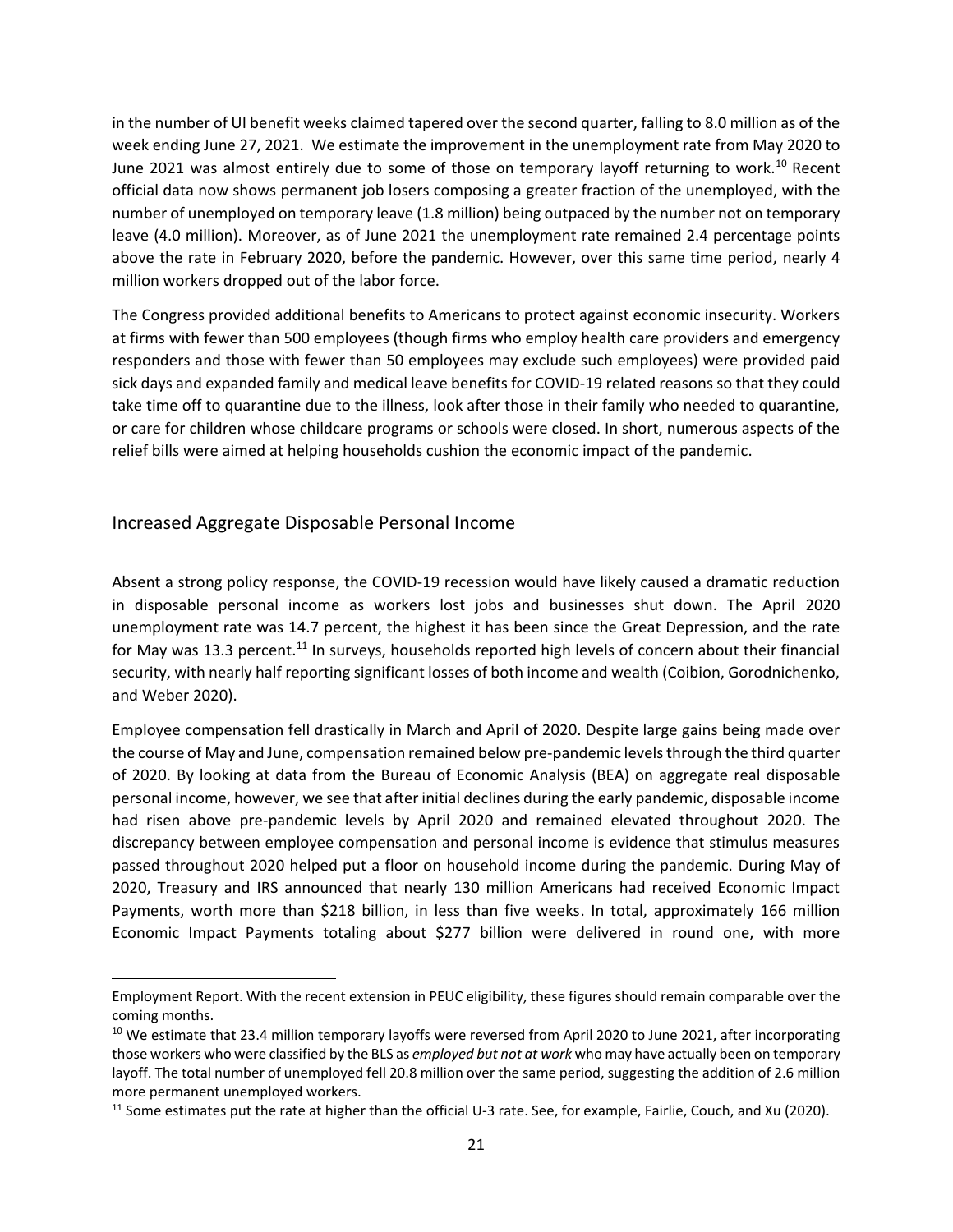in the number of UI benefit weeks claimed tapered over the second quarter, falling to 8.0 million as of the week ending June 27, 2021. We estimate the improvement in the unemployment rate from May 2020 to June 2021 was almost entirely due to some of those on temporary layoff returning to work.[10] Recent official data now shows permanent job losers composing a greater fraction of the unemployed, with the number of unemployed on temporary leave (1.8 million) being outpaced by the number not on temporary leave (4.0 million). Moreover, as of June 2021 the unemployment rate remained 2.4 percentage points above the rate in February 2020, before the pandemic. However, over this same time period, nearly 4 million workers dropped out of the labor force.

The Congress provided additional benefits to Americans to protect against economic insecurity. Workers at firms with fewer than 500 employees (though firms who employ health care providers and emergency responders and those with fewer than 50 employees may exclude such employees) were provided paid sick days and expanded family and medical leave benefits for COVID-19 related reasons so that they could take time off to quarantine due to the illness, look after those in their family who needed to quarantine, or care for children whose childcare programs or schools were closed. In short, numerous aspects of the relief bills were aimed at helping households cushion the economic impact of the pandemic.

## Increased Aggregate Disposable Personal Income

Absent a strong policy response, the COVID-19 recession would have likely caused a dramatic reduction in disposable personal income as workers lost jobs and businesses shut down. The April 2020 unemployment rate was 14.7 percent, the highest it has been since the Great Depression, and the rate for May was 13.3 percent.[11] In surveys, households reported high levels of concern about their financial security, with nearly half reporting significant losses of both income and wealth (Coibion, Gorodnichenko, and Weber 2020).

Employee compensation fell drastically in March and April of 2020. Despite large gains being made over the course of May and June, compensation remained below pre-pandemic levels through the third quarter of 2020. By looking at data from the Bureau of Economic Analysis (BEA) on aggregate real disposable personal income, however, we see that after initial declines during the early pandemic, disposable income had risen above pre-pandemic levels by April 2020 and remained elevated throughout 2020. The discrepancy between employee compensation and personal income is evidence that stimulus measures passed throughout 2020 helped put a floor on household income during the pandemic. During May of 2020, Treasury and IRS announced that nearly 130 million Americans had received Economic Impact Payments, worth more than $218 billion, in less than five weeks. In total, approximately 166 million Economic Impact Payments totaling about $277 billion were delivered in round one, with more

---

Employment Report. With the recent extension in PEUC eligibility, these figures should remain comparable over the coming months.

[10] We estimate that 23.4 million temporary layoffs were reversed from April 2020 to June 2021, after incorporating those workers who were classified by the BLS as *employed but not at work* who may have actually been on temporary layoff. The total number of unemployed fell 20.8 million over the same period, suggesting the addition of 2.6 million more permanent unemployed workers.

[11] Some estimates put the rate at higher than the official U-3 rate. See, for example, Fairlie, Couch, and Xu (2020).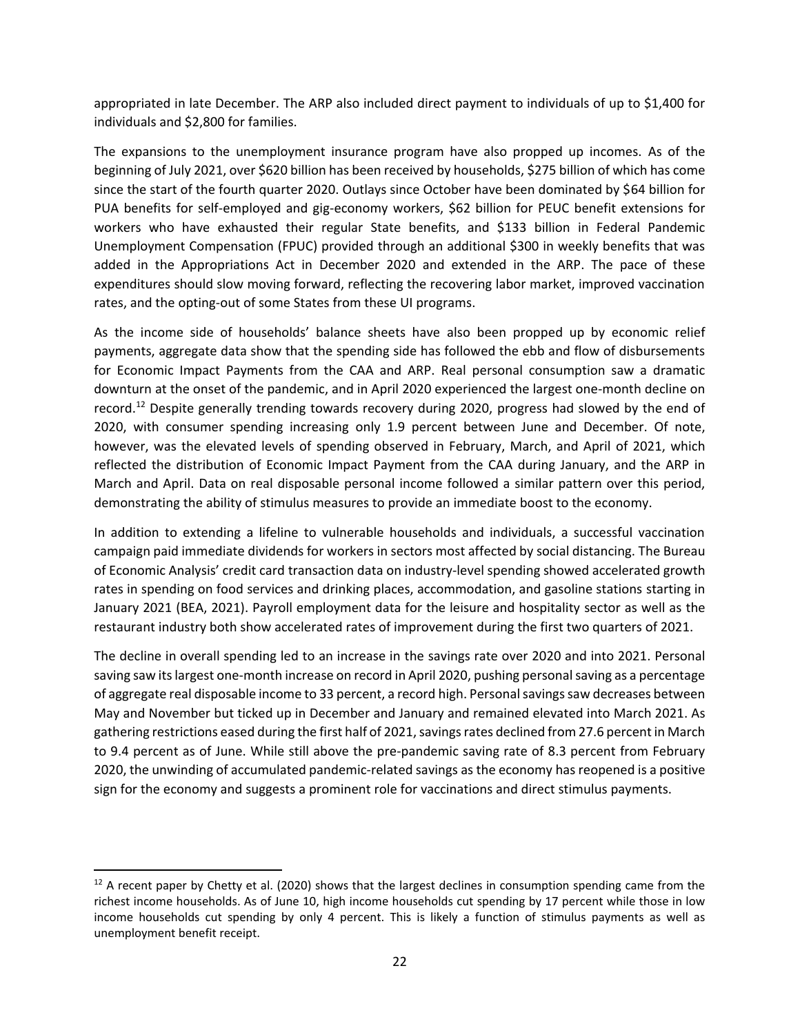appropriated in late December. The ARP also included direct payment to individuals of up to $1,400 for individuals and $2,800 for families.

The expansions to the unemployment insurance program have also propped up incomes. As of the beginning of July 2021, over $620 billion has been received by households, $275 billion of which has come since the start of the fourth quarter 2020. Outlays since October have been dominated by $64 billion for PUA benefits for self-employed and gig-economy workers, $62 billion for PEUC benefit extensions for workers who have exhausted their regular State benefits, and $133 billion in Federal Pandemic Unemployment Compensation (FPUC) provided through an additional $300 in weekly benefits that was added in the Appropriations Act in December 2020 and extended in the ARP. The pace of these expenditures should slow moving forward, reflecting the recovering labor market, improved vaccination rates, and the opting-out of some States from these UI programs.

As the income side of households' balance sheets have also been propped up by economic relief payments, aggregate data show that the spending side has followed the ebb and flow of disbursements for Economic Impact Payments from the CAA and ARP. Real personal consumption saw a dramatic downturn at the onset of the pandemic, and in April 2020 experienced the largest one-month decline on record.[12] Despite generally trending towards recovery during 2020, progress had slowed by the end of 2020, with consumer spending increasing only 1.9 percent between June and December. Of note, however, was the elevated levels of spending observed in February, March, and April of 2021, which reflected the distribution of Economic Impact Payment from the CAA during January, and the ARP in March and April. Data on real disposable personal income followed a similar pattern over this period, demonstrating the ability of stimulus measures to provide an immediate boost to the economy.

In addition to extending a lifeline to vulnerable households and individuals, a successful vaccination campaign paid immediate dividends for workers in sectors most affected by social distancing. The Bureau of Economic Analysis' credit card transaction data on industry-level spending showed accelerated growth rates in spending on food services and drinking places, accommodation, and gasoline stations starting in January 2021 (BEA, 2021). Payroll employment data for the leisure and hospitality sector as well as the restaurant industry both show accelerated rates of improvement during the first two quarters of 2021.

The decline in overall spending led to an increase in the savings rate over 2020 and into 2021. Personal saving saw its largest one-month increase on record in April 2020, pushing personal saving as a percentage of aggregate real disposable income to 33 percent, a record high. Personal savings saw decreases between May and November but ticked up in December and January and remained elevated into March 2021. As gathering restrictions eased during the first half of 2021, savings rates declined from 27.6 percent in March to 9.4 percent as of June. While still above the pre-pandemic saving rate of 8.3 percent from February 2020, the unwinding of accumulated pandemic-related savings as the economy has reopened is a positive sign for the economy and suggests a prominent role for vaccinations and direct stimulus payments.

[12] A recent paper by Chetty et al. (2020) shows that the largest declines in consumption spending came from the richest income households. As of June 10, high income households cut spending by 17 percent while those in low income households cut spending by only 4 percent. This is likely a function of stimulus payments as well as unemployment benefit receipt.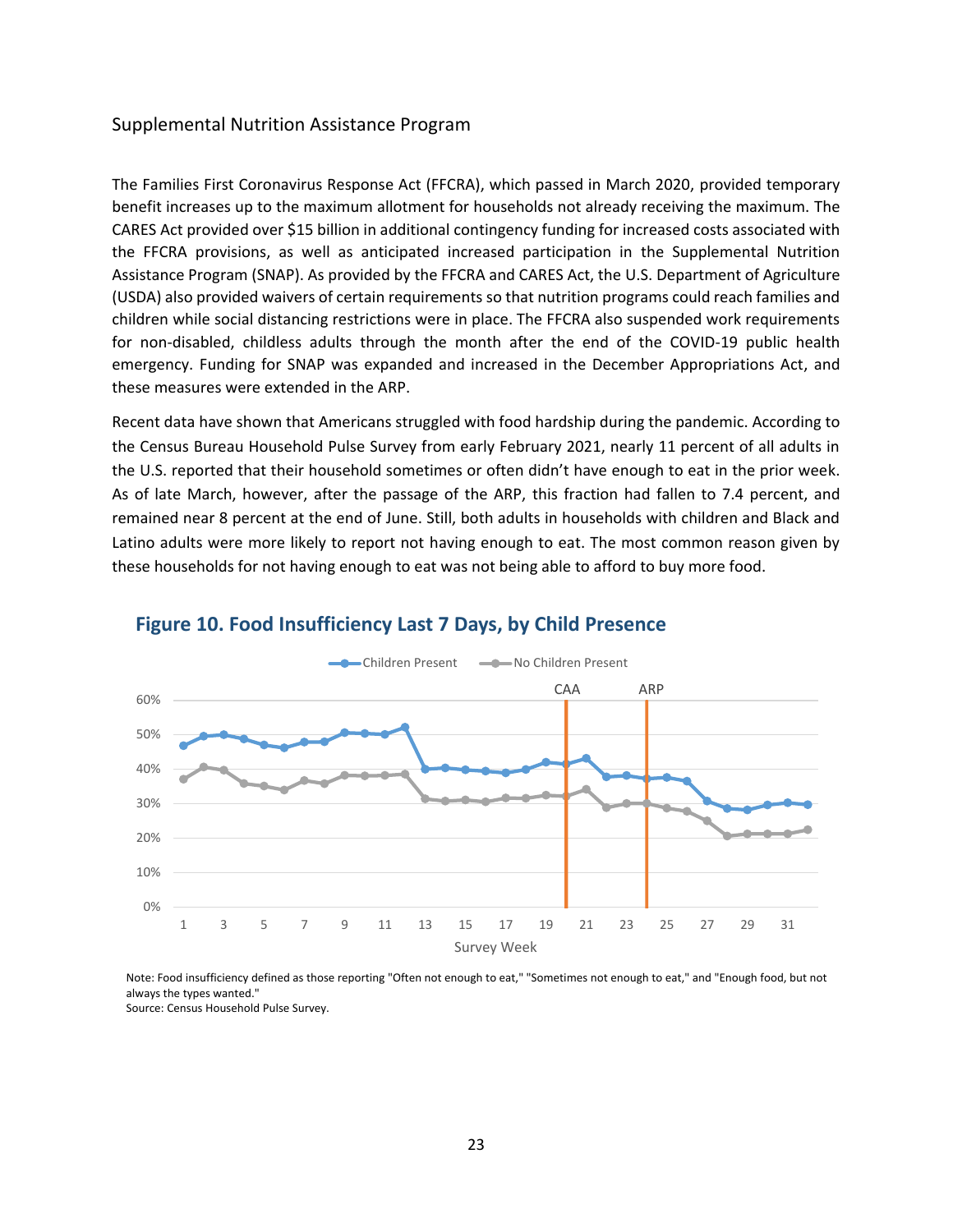## Supplemental Nutrition Assistance Program

The Families First Coronavirus Response Act (FFCRA), which passed in March 2020, provided temporary benefit increases up to the maximum allotment for households not already receiving the maximum. The CARES Act provided over $15 billion in additional contingency funding for increased costs associated with the FFCRA provisions, as well as anticipated increased participation in the Supplemental Nutrition Assistance Program (SNAP). As provided by the FFCRA and CARES Act, the U.S. Department of Agriculture (USDA) also provided waivers of certain requirements so that nutrition programs could reach families and children while social distancing restrictions were in place. The FFCRA also suspended work requirements for non-disabled, childless adults through the month after the end of the COVID-19 public health emergency. Funding for SNAP was expanded and increased in the December Appropriations Act, and these measures were extended in the ARP.

Recent data have shown that Americans struggled with food hardship during the pandemic. According to the Census Bureau Household Pulse Survey from early February 2021, nearly 11 percent of all adults in the U.S. reported that their household sometimes or often didn't have enough to eat in the prior week. As of late March, however, after the passage of the ARP, this fraction had fallen to 7.4 percent, and remained near 8 percent at the end of June. Still, both adults in households with children and Black and Latino adults were more likely to report not having enough to eat. The most common reason given by these households for not having enough to eat was not being able to afford to buy more food.

**Figure 10. Food Insufficiency Last 7 Days, by Child Presence**

Note: Food insufficiency defined as those reporting "Often not enough to eat," "Sometimes not enough to eat," and "Enough food, but not always the types wanted."
Source: Census Household Pulse Survey.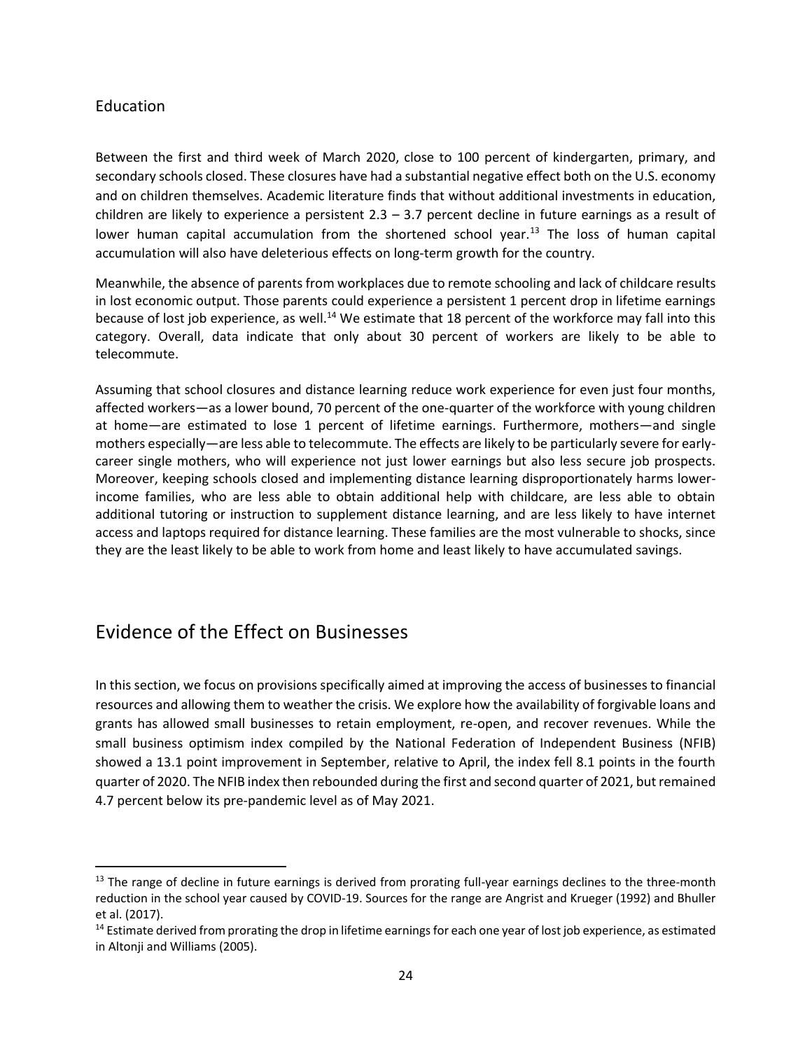### Education

Between the first and third week of March 2020, close to 100 percent of kindergarten, primary, and secondary schools closed. These closures have had a substantial negative effect both on the U.S. economy and on children themselves. Academic literature finds that without additional investments in education, children are likely to experience a persistent 2.3 – 3.7 percent decline in future earnings as a result of lower human capital accumulation from the shortened school year.[13] The loss of human capital accumulation will also have deleterious effects on long-term growth for the country.

Meanwhile, the absence of parents from workplaces due to remote schooling and lack of childcare results in lost economic output. Those parents could experience a persistent 1 percent drop in lifetime earnings because of lost job experience, as well.[14] We estimate that 18 percent of the workforce may fall into this category. Overall, data indicate that only about 30 percent of workers are likely to be able to telecommute.

Assuming that school closures and distance learning reduce work experience for even just four months, affected workers—as a lower bound, 70 percent of the one-quarter of the workforce with young children at home—are estimated to lose 1 percent of lifetime earnings. Furthermore, mothers—and single mothers especially—are less able to telecommute. The effects are likely to be particularly severe for early-career single mothers, who will experience not just lower earnings but also less secure job prospects. Moreover, keeping schools closed and implementing distance learning disproportionately harms lower-income families, who are less able to obtain additional help with childcare, are less able to obtain additional tutoring or instruction to supplement distance learning, and are less likely to have internet access and laptops required for distance learning. These families are the most vulnerable to shocks, since they are the least likely to be able to work from home and least likely to have accumulated savings.

## Evidence of the Effect on Businesses

In this section, we focus on provisions specifically aimed at improving the access of businesses to financial resources and allowing them to weather the crisis. We explore how the availability of forgivable loans and grants has allowed small businesses to retain employment, re-open, and recover revenues. While the small business optimism index compiled by the National Federation of Independent Business (NFIB) showed a 13.1 point improvement in September, relative to April, the index fell 8.1 points in the fourth quarter of 2020. The NFIB index then rebounded during the first and second quarter of 2021, but remained 4.7 percent below its pre-pandemic level as of May 2021.

---

[13] The range of decline in future earnings is derived from prorating full-year earnings declines to the three-month reduction in the school year caused by COVID-19. Sources for the range are Angrist and Krueger (1992) and Bhuller et al. (2017).

[14] Estimate derived from prorating the drop in lifetime earnings for each one year of lost job experience, as estimated in Altonji and Williams (2005).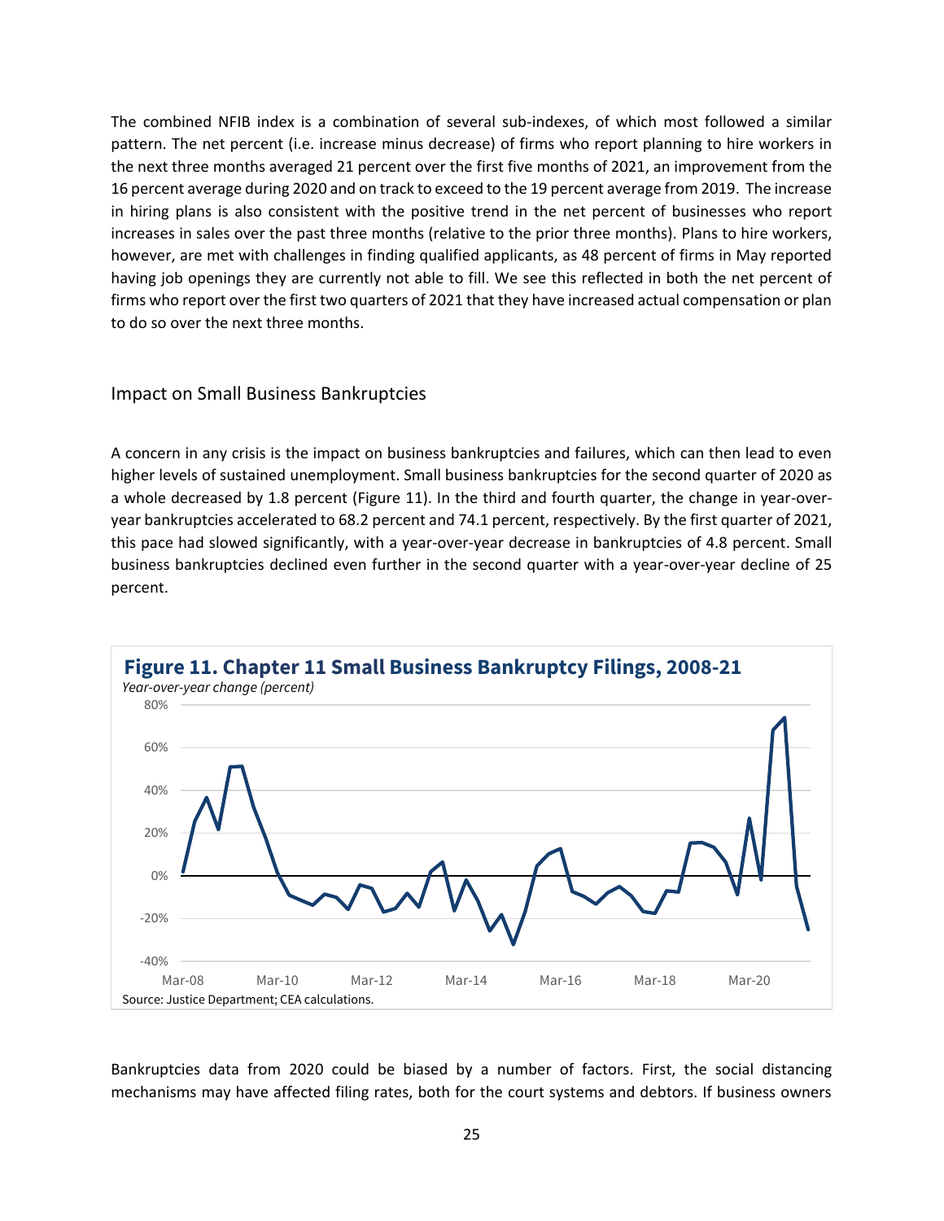The combined NFIB index is a combination of several sub-indexes, of which most followed a similar pattern. The net percent (i.e. increase minus decrease) of firms who report planning to hire workers in the next three months averaged 21 percent over the first five months of 2021, an improvement from the 16 percent average during 2020 and on track to exceed to the 19 percent average from 2019. The increase in hiring plans is also consistent with the positive trend in the net percent of businesses who report increases in sales over the past three months (relative to the prior three months). Plans to hire workers, however, are met with challenges in finding qualified applicants, as 48 percent of firms in May reported having job openings they are currently not able to fill. We see this reflected in both the net percent of firms who report over the first two quarters of 2021 that they have increased actual compensation or plan to do so over the next three months.

## Impact on Small Business Bankruptcies

A concern in any crisis is the impact on business bankruptcies and failures, which can then lead to even higher levels of sustained unemployment. Small business bankruptcies for the second quarter of 2020 as a whole decreased by 1.8 percent (Figure 11). In the third and fourth quarter, the change in year-over-year bankruptcies accelerated to 68.2 percent and 74.1 percent, respectively. By the first quarter of 2021, this pace had slowed significantly, with a year-over-year decrease in bankruptcies of 4.8 percent. Small business bankruptcies declined even further in the second quarter with a year-over-year decline of 25 percent.

**Figure 11. Chapter 11 Small Business Bankruptcy Filings, 2008-21**

*Year-over-year change (percent)*

Source: Justice Department; CEA calculations.

Bankruptcies data from 2020 could be biased by a number of factors. First, the social distancing mechanisms may have affected filing rates, both for the court systems and debtors. If business owners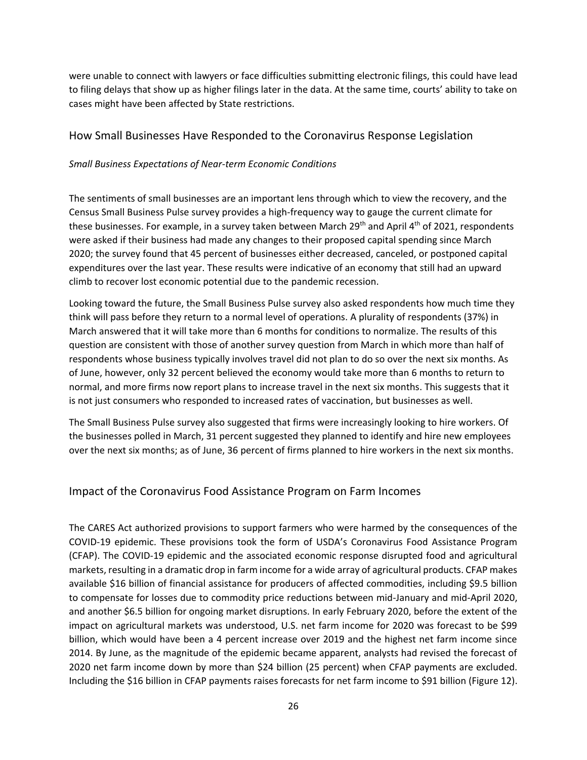were unable to connect with lawyers or face difficulties submitting electronic filings, this could have lead to filing delays that show up as higher filings later in the data. At the same time, courts' ability to take on cases might have been affected by State restrictions.

## How Small Businesses Have Responded to the Coronavirus Response Legislation

*Small Business Expectations of Near-term Economic Conditions*

The sentiments of small businesses are an important lens through which to view the recovery, and the Census Small Business Pulse survey provides a high-frequency way to gauge the current climate for these businesses. For example, in a survey taken between March 29th and April 4th of 2021, respondents were asked if their business had made any changes to their proposed capital spending since March 2020; the survey found that 45 percent of businesses either decreased, canceled, or postponed capital expenditures over the last year. These results were indicative of an economy that still had an upward climb to recover lost economic potential due to the pandemic recession.

Looking toward the future, the Small Business Pulse survey also asked respondents how much time they think will pass before they return to a normal level of operations. A plurality of respondents (37%) in March answered that it will take more than 6 months for conditions to normalize. The results of this question are consistent with those of another survey question from March in which more than half of respondents whose business typically involves travel did not plan to do so over the next six months. As of June, however, only 32 percent believed the economy would take more than 6 months to return to normal, and more firms now report plans to increase travel in the next six months. This suggests that it is not just consumers who responded to increased rates of vaccination, but businesses as well.

The Small Business Pulse survey also suggested that firms were increasingly looking to hire workers. Of the businesses polled in March, 31 percent suggested they planned to identify and hire new employees over the next six months; as of June, 36 percent of firms planned to hire workers in the next six months.

## Impact of the Coronavirus Food Assistance Program on Farm Incomes

The CARES Act authorized provisions to support farmers who were harmed by the consequences of the COVID-19 epidemic. These provisions took the form of USDA's Coronavirus Food Assistance Program (CFAP). The COVID-19 epidemic and the associated economic response disrupted food and agricultural markets, resulting in a dramatic drop in farm income for a wide array of agricultural products. CFAP makes available $16 billion of financial assistance for producers of affected commodities, including $9.5 billion to compensate for losses due to commodity price reductions between mid-January and mid-April 2020, and another $6.5 billion for ongoing market disruptions. In early February 2020, before the extent of the impact on agricultural markets was understood, U.S. net farm income for 2020 was forecast to be $99 billion, which would have been a 4 percent increase over 2019 and the highest net farm income since 2014. By June, as the magnitude of the epidemic became apparent, analysts had revised the forecast of 2020 net farm income down by more than $24 billion (25 percent) when CFAP payments are excluded. Including the $16 billion in CFAP payments raises forecasts for net farm income to $91 billion (Figure 12).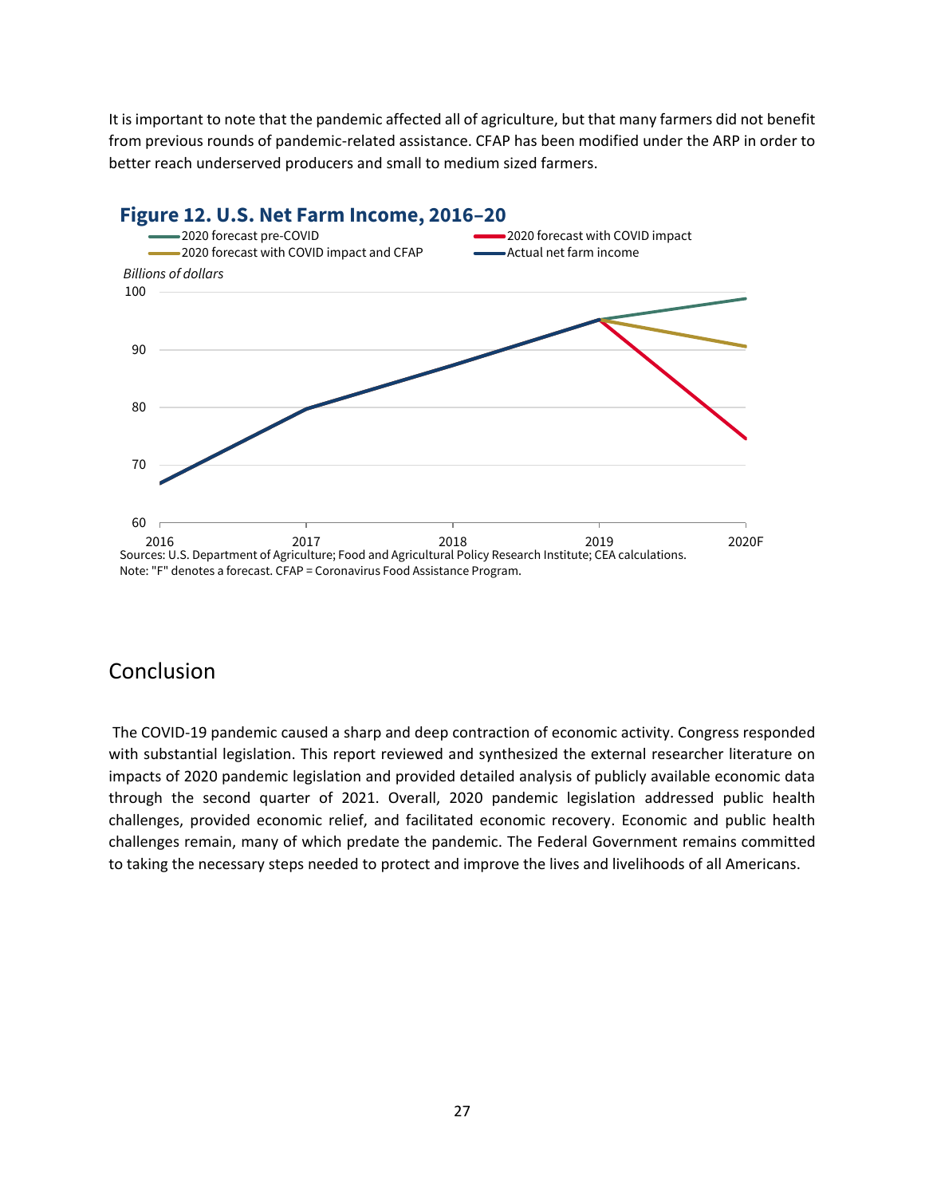It is important to note that the pandemic affected all of agriculture, but that many farmers did not benefit from previous rounds of pandemic-related assistance. CFAP has been modified under the ARP in order to better reach underserved producers and small to medium sized farmers.

**Figure 12. U.S. Net Farm Income, 2016–20**

Sources: U.S. Department of Agriculture; Food and Agricultural Policy Research Institute; CEA calculations.
Note: "F" denotes a forecast. CFAP = Coronavirus Food Assistance Program.

## Conclusion

The COVID-19 pandemic caused a sharp and deep contraction of economic activity. Congress responded with substantial legislation. This report reviewed and synthesized the external researcher literature on impacts of 2020 pandemic legislation and provided detailed analysis of publicly available economic data through the second quarter of 2021. Overall, 2020 pandemic legislation addressed public health challenges, provided economic relief, and facilitated economic recovery. Economic and public health challenges remain, many of which predate the pandemic. The Federal Government remains committed to taking the necessary steps needed to protect and improve the lives and livelihoods of all Americans.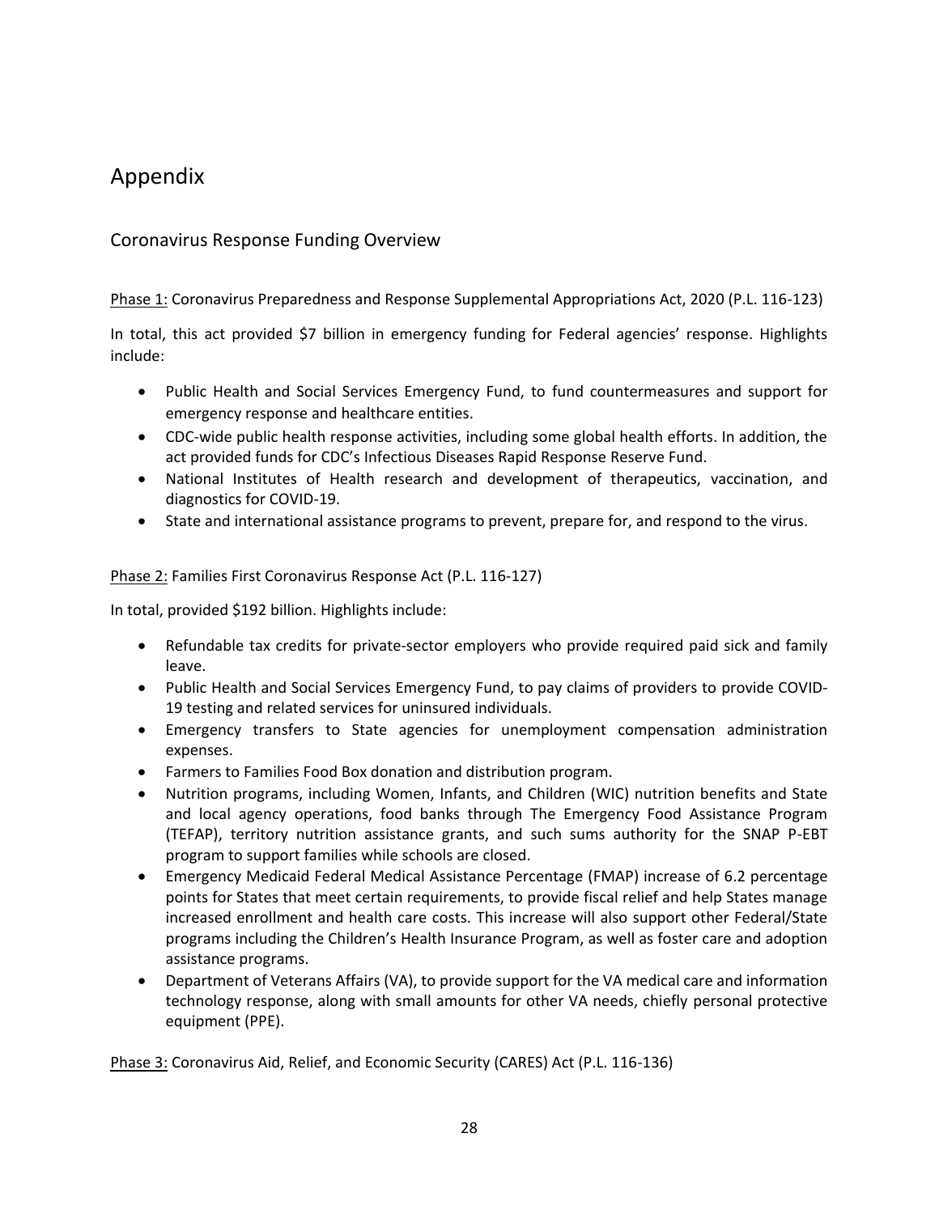# Appendix

## Coronavirus Response Funding Overview

Phase 1: Coronavirus Preparedness and Response Supplemental Appropriations Act, 2020 (P.L. 116-123)

In total, this act provided $7 billion in emergency funding for Federal agencies' response. Highlights include:

- Public Health and Social Services Emergency Fund, to fund countermeasures and support for emergency response and healthcare entities.
- CDC-wide public health response activities, including some global health efforts. In addition, the act provided funds for CDC's Infectious Diseases Rapid Response Reserve Fund.
- National Institutes of Health research and development of therapeutics, vaccination, and diagnostics for COVID-19.
- State and international assistance programs to prevent, prepare for, and respond to the virus.

Phase 2: Families First Coronavirus Response Act (P.L. 116-127)

In total, provided $192 billion. Highlights include:

- Refundable tax credits for private-sector employers who provide required paid sick and family leave.
- Public Health and Social Services Emergency Fund, to pay claims of providers to provide COVID-19 testing and related services for uninsured individuals.
- Emergency transfers to State agencies for unemployment compensation administration expenses.
- Farmers to Families Food Box donation and distribution program.
- Nutrition programs, including Women, Infants, and Children (WIC) nutrition benefits and State and local agency operations, food banks through The Emergency Food Assistance Program (TEFAP), territory nutrition assistance grants, and such sums authority for the SNAP P-EBT program to support families while schools are closed.
- Emergency Medicaid Federal Medical Assistance Percentage (FMAP) increase of 6.2 percentage points for States that meet certain requirements, to provide fiscal relief and help States manage increased enrollment and health care costs. This increase will also support other Federal/State programs including the Children's Health Insurance Program, as well as foster care and adoption assistance programs.
- Department of Veterans Affairs (VA), to provide support for the VA medical care and information technology response, along with small amounts for other VA needs, chiefly personal protective equipment (PPE).

Phase 3: Coronavirus Aid, Relief, and Economic Security (CARES) Act (P.L. 116-136)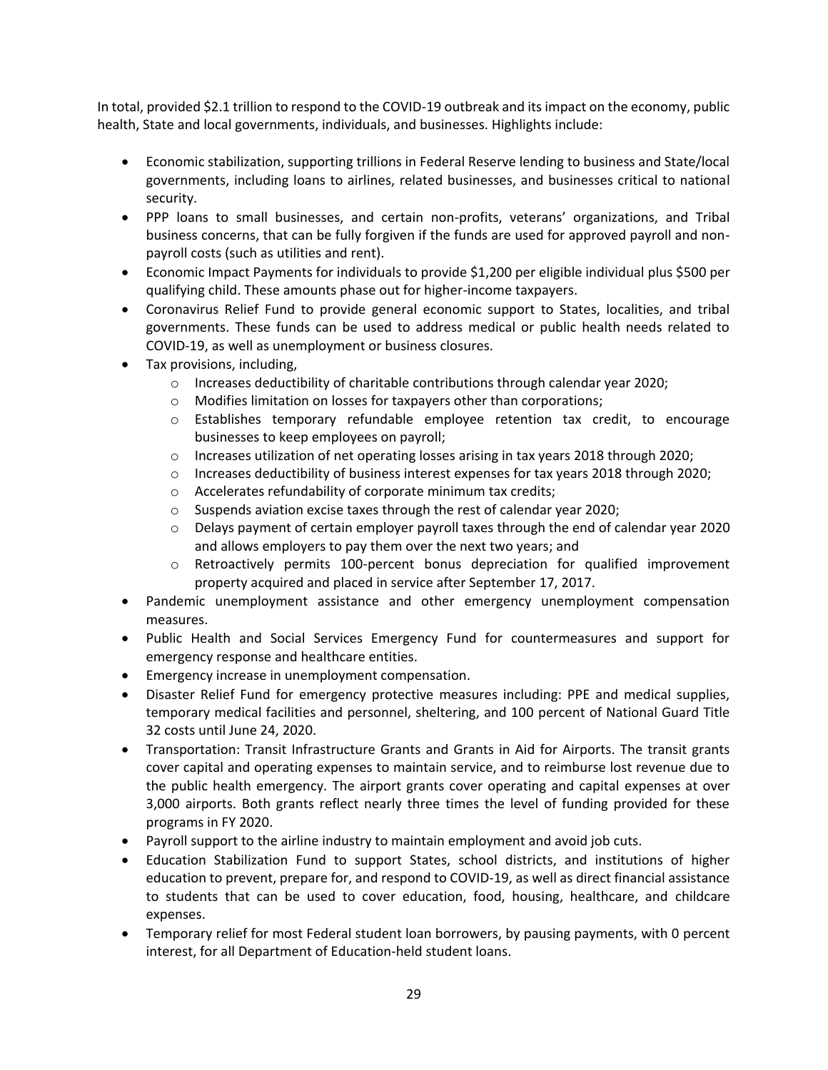In total, provided $2.1 trillion to respond to the COVID-19 outbreak and its impact on the economy, public health, State and local governments, individuals, and businesses. Highlights include:

- Economic stabilization, supporting trillions in Federal Reserve lending to business and State/local governments, including loans to airlines, related businesses, and businesses critical to national security.
- PPP loans to small businesses, and certain non-profits, veterans' organizations, and Tribal business concerns, that can be fully forgiven if the funds are used for approved payroll and non-payroll costs (such as utilities and rent).
- Economic Impact Payments for individuals to provide $1,200 per eligible individual plus $500 per qualifying child. These amounts phase out for higher-income taxpayers.
- Coronavirus Relief Fund to provide general economic support to States, localities, and tribal governments. These funds can be used to address medical or public health needs related to COVID-19, as well as unemployment or business closures.
- Tax provisions, including,
  - Increases deductibility of charitable contributions through calendar year 2020;
  - Modifies limitation on losses for taxpayers other than corporations;
  - Establishes temporary refundable employee retention tax credit, to encourage businesses to keep employees on payroll;
  - Increases utilization of net operating losses arising in tax years 2018 through 2020;
  - Increases deductibility of business interest expenses for tax years 2018 through 2020;
  - Accelerates refundability of corporate minimum tax credits;
  - Suspends aviation excise taxes through the rest of calendar year 2020;
  - Delays payment of certain employer payroll taxes through the end of calendar year 2020 and allows employers to pay them over the next two years; and
  - Retroactively permits 100-percent bonus depreciation for qualified improvement property acquired and placed in service after September 17, 2017.
- Pandemic unemployment assistance and other emergency unemployment compensation measures.
- Public Health and Social Services Emergency Fund for countermeasures and support for emergency response and healthcare entities.
- Emergency increase in unemployment compensation.
- Disaster Relief Fund for emergency protective measures including: PPE and medical supplies, temporary medical facilities and personnel, sheltering, and 100 percent of National Guard Title 32 costs until June 24, 2020.
- Transportation: Transit Infrastructure Grants and Grants in Aid for Airports. The transit grants cover capital and operating expenses to maintain service, and to reimburse lost revenue due to the public health emergency. The airport grants cover operating and capital expenses at over 3,000 airports. Both grants reflect nearly three times the level of funding provided for these programs in FY 2020.
- Payroll support to the airline industry to maintain employment and avoid job cuts.
- Education Stabilization Fund to support States, school districts, and institutions of higher education to prevent, prepare for, and respond to COVID-19, as well as direct financial assistance to students that can be used to cover education, food, housing, healthcare, and childcare expenses.
- Temporary relief for most Federal student loan borrowers, by pausing payments, with 0 percent interest, for all Department of Education-held student loans.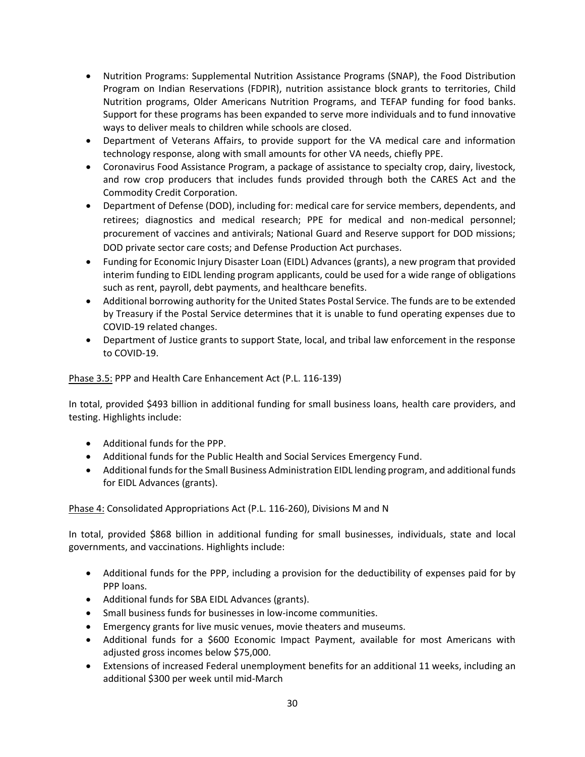- Nutrition Programs: Supplemental Nutrition Assistance Programs (SNAP), the Food Distribution Program on Indian Reservations (FDPIR), nutrition assistance block grants to territories, Child Nutrition programs, Older Americans Nutrition Programs, and TEFAP funding for food banks. Support for these programs has been expanded to serve more individuals and to fund innovative ways to deliver meals to children while schools are closed.
- Department of Veterans Affairs, to provide support for the VA medical care and information technology response, along with small amounts for other VA needs, chiefly PPE.
- Coronavirus Food Assistance Program, a package of assistance to specialty crop, dairy, livestock, and row crop producers that includes funds provided through both the CARES Act and the Commodity Credit Corporation.
- Department of Defense (DOD), including for: medical care for service members, dependents, and retirees; diagnostics and medical research; PPE for medical and non-medical personnel; procurement of vaccines and antivirals; National Guard and Reserve support for DOD missions; DOD private sector care costs; and Defense Production Act purchases.
- Funding for Economic Injury Disaster Loan (EIDL) Advances (grants), a new program that provided interim funding to EIDL lending program applicants, could be used for a wide range of obligations such as rent, payroll, debt payments, and healthcare benefits.
- Additional borrowing authority for the United States Postal Service. The funds are to be extended by Treasury if the Postal Service determines that it is unable to fund operating expenses due to COVID-19 related changes.
- Department of Justice grants to support State, local, and tribal law enforcement in the response to COVID-19.

<u>Phase 3.5:</u> PPP and Health Care Enhancement Act (P.L. 116-139)

In total, provided $493 billion in additional funding for small business loans, health care providers, and testing. Highlights include:

- Additional funds for the PPP.
- Additional funds for the Public Health and Social Services Emergency Fund.
- Additional funds for the Small Business Administration EIDL lending program, and additional funds for EIDL Advances (grants).

<u>Phase 4:</u> Consolidated Appropriations Act (P.L. 116-260), Divisions M and N

In total, provided $868 billion in additional funding for small businesses, individuals, state and local governments, and vaccinations. Highlights include:

- Additional funds for the PPP, including a provision for the deductibility of expenses paid for by PPP loans.
- Additional funds for SBA EIDL Advances (grants).
- Small business funds for businesses in low-income communities.
- Emergency grants for live music venues, movie theaters and museums.
- Additional funds for a $600 Economic Impact Payment, available for most Americans with adjusted gross incomes below $75,000.
- Extensions of increased Federal unemployment benefits for an additional 11 weeks, including an additional $300 per week until mid-March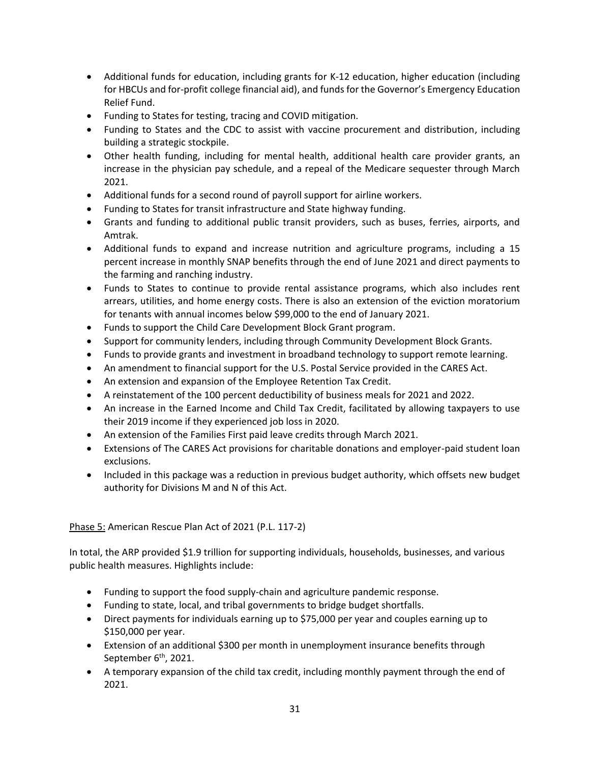- Additional funds for education, including grants for K-12 education, higher education (including for HBCUs and for-profit college financial aid), and funds for the Governor's Emergency Education Relief Fund.
- Funding to States for testing, tracing and COVID mitigation.
- Funding to States and the CDC to assist with vaccine procurement and distribution, including building a strategic stockpile.
- Other health funding, including for mental health, additional health care provider grants, an increase in the physician pay schedule, and a repeal of the Medicare sequester through March 2021.
- Additional funds for a second round of payroll support for airline workers.
- Funding to States for transit infrastructure and State highway funding.
- Grants and funding to additional public transit providers, such as buses, ferries, airports, and Amtrak.
- Additional funds to expand and increase nutrition and agriculture programs, including a 15 percent increase in monthly SNAP benefits through the end of June 2021 and direct payments to the farming and ranching industry.
- Funds to States to continue to provide rental assistance programs, which also includes rent arrears, utilities, and home energy costs. There is also an extension of the eviction moratorium for tenants with annual incomes below $99,000 to the end of January 2021.
- Funds to support the Child Care Development Block Grant program.
- Support for community lenders, including through Community Development Block Grants.
- Funds to provide grants and investment in broadband technology to support remote learning.
- An amendment to financial support for the U.S. Postal Service provided in the CARES Act.
- An extension and expansion of the Employee Retention Tax Credit.
- A reinstatement of the 100 percent deductibility of business meals for 2021 and 2022.
- An increase in the Earned Income and Child Tax Credit, facilitated by allowing taxpayers to use their 2019 income if they experienced job loss in 2020.
- An extension of the Families First paid leave credits through March 2021.
- Extensions of The CARES Act provisions for charitable donations and employer-paid student loan exclusions.
- Included in this package was a reduction in previous budget authority, which offsets new budget authority for Divisions M and N of this Act.

Phase 5: American Rescue Plan Act of 2021 (P.L. 117-2)

In total, the ARP provided $1.9 trillion for supporting individuals, households, businesses, and various public health measures. Highlights include:

- Funding to support the food supply-chain and agriculture pandemic response.
- Funding to state, local, and tribal governments to bridge budget shortfalls.
- Direct payments for individuals earning up to $75,000 per year and couples earning up to $150,000 per year.
- Extension of an additional $300 per month in unemployment insurance benefits through September 6th, 2021.
- A temporary expansion of the child tax credit, including monthly payment through the end of 2021.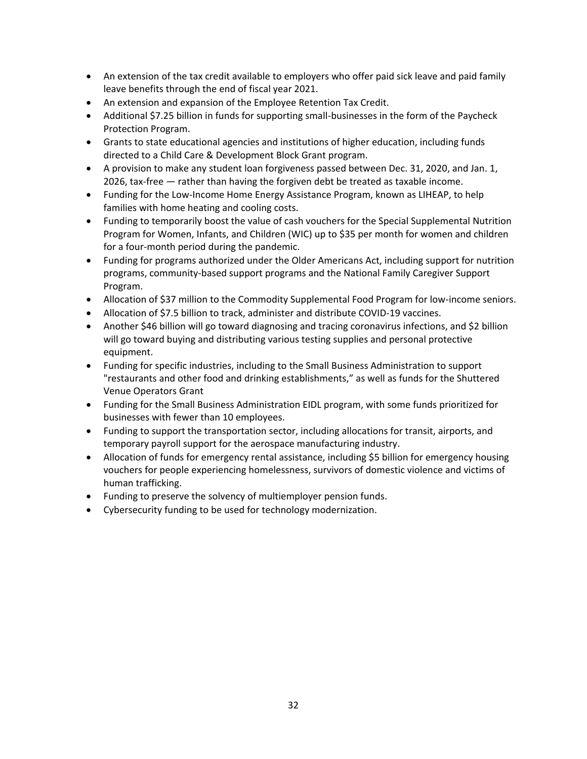- An extension of the tax credit available to employers who offer paid sick leave and paid family leave benefits through the end of fiscal year 2021.
- An extension and expansion of the Employee Retention Tax Credit.
- Additional $7.25 billion in funds for supporting small-businesses in the form of the Paycheck Protection Program.
- Grants to state educational agencies and institutions of higher education, including funds directed to a Child Care & Development Block Grant program.
- A provision to make any student loan forgiveness passed between Dec. 31, 2020, and Jan. 1, 2026, tax-free — rather than having the forgiven debt be treated as taxable income.
- Funding for the Low-Income Home Energy Assistance Program, known as LIHEAP, to help families with home heating and cooling costs.
- Funding to temporarily boost the value of cash vouchers for the Special Supplemental Nutrition Program for Women, Infants, and Children (WIC) up to $35 per month for women and children for a four-month period during the pandemic.
- Funding for programs authorized under the Older Americans Act, including support for nutrition programs, community-based support programs and the National Family Caregiver Support Program.
- Allocation of $37 million to the Commodity Supplemental Food Program for low-income seniors.
- Allocation of $7.5 billion to track, administer and distribute COVID-19 vaccines.
- Another $46 billion will go toward diagnosing and tracing coronavirus infections, and $2 billion will go toward buying and distributing various testing supplies and personal protective equipment.
- Funding for specific industries, including to the Small Business Administration to support "restaurants and other food and drinking establishments," as well as funds for the Shuttered Venue Operators Grant
- Funding for the Small Business Administration EIDL program, with some funds prioritized for businesses with fewer than 10 employees.
- Funding to support the transportation sector, including allocations for transit, airports, and temporary payroll support for the aerospace manufacturing industry.
- Allocation of funds for emergency rental assistance, including $5 billion for emergency housing vouchers for people experiencing homelessness, survivors of domestic violence and victims of human trafficking.
- Funding to preserve the solvency of multiemployer pension funds.
- Cybersecurity funding to be used for technology modernization.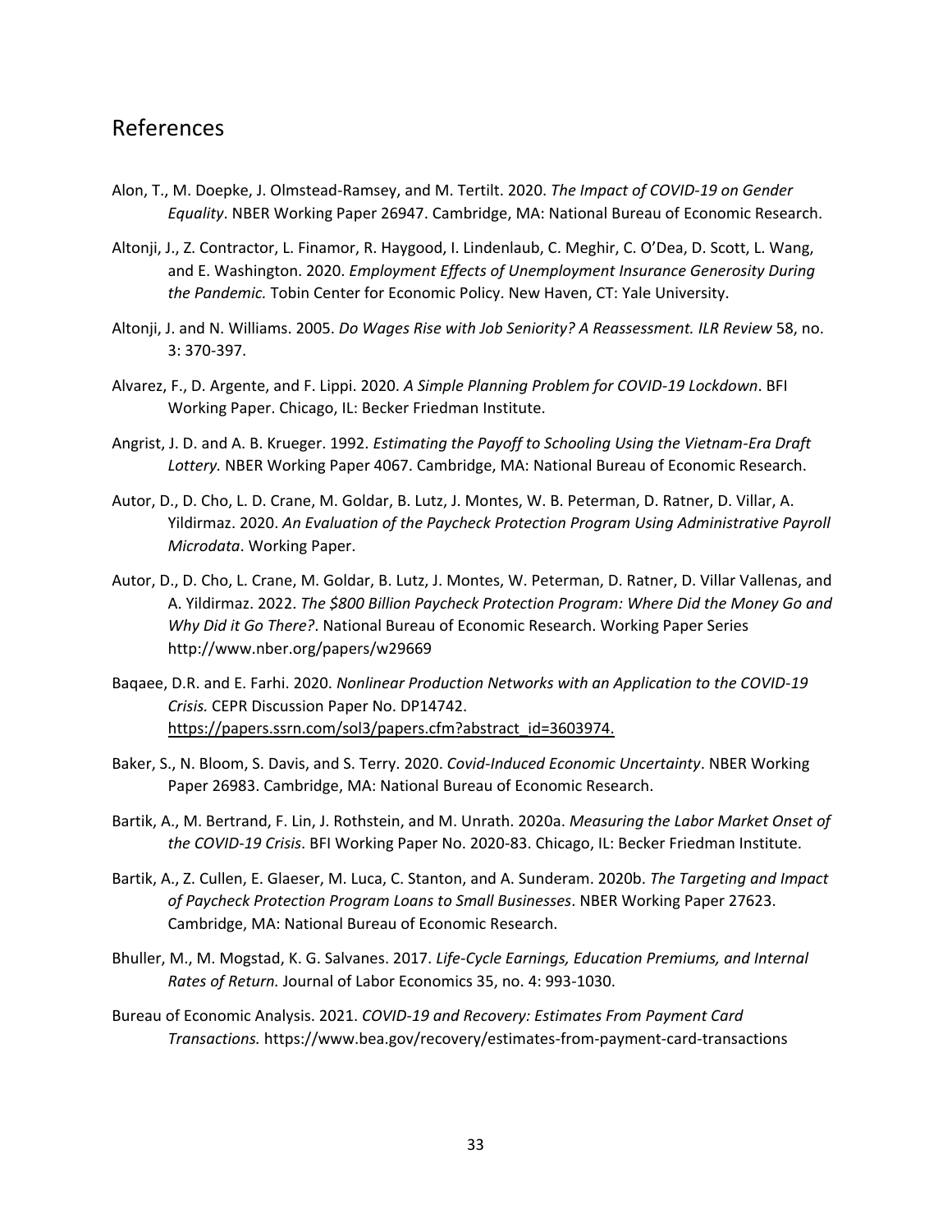# References

Alon, T., M. Doepke, J. Olmstead-Ramsey, and M. Tertilt. 2020. *The Impact of COVID-19 on Gender Equality*. NBER Working Paper 26947. Cambridge, MA: National Bureau of Economic Research.

Altonji, J., Z. Contractor, L. Finamor, R. Haygood, I. Lindenlaub, C. Meghir, C. O'Dea, D. Scott, L. Wang, and E. Washington. 2020. *Employment Effects of Unemployment Insurance Generosity During the Pandemic.* Tobin Center for Economic Policy. New Haven, CT: Yale University.

Altonji, J. and N. Williams. 2005. *Do Wages Rise with Job Seniority? A Reassessment. ILR Review* 58, no. 3: 370-397.

Alvarez, F., D. Argente, and F. Lippi. 2020. *A Simple Planning Problem for COVID-19 Lockdown*. BFI Working Paper. Chicago, IL: Becker Friedman Institute.

Angrist, J. D. and A. B. Krueger. 1992. *Estimating the Payoff to Schooling Using the Vietnam-Era Draft Lottery.* NBER Working Paper 4067. Cambridge, MA: National Bureau of Economic Research.

Autor, D., D. Cho, L. D. Crane, M. Goldar, B. Lutz, J. Montes, W. B. Peterman, D. Ratner, D. Villar, A. Yildirmaz. 2020. *An Evaluation of the Paycheck Protection Program Using Administrative Payroll Microdata*. Working Paper.

Autor, D., D. Cho, L. Crane, M. Goldar, B. Lutz, J. Montes, W. Peterman, D. Ratner, D. Villar Vallenas, and A. Yildirmaz. 2022. *The $800 Billion Paycheck Protection Program: Where Did the Money Go and Why Did it Go There?*. National Bureau of Economic Research. Working Paper Series http://www.nber.org/papers/w29669

Baqaee, D.R. and E. Farhi. 2020. *Nonlinear Production Networks with an Application to the COVID-19 Crisis.* CEPR Discussion Paper No. DP14742. https://papers.ssrn.com/sol3/papers.cfm?abstract_id=3603974.

Baker, S., N. Bloom, S. Davis, and S. Terry. 2020. *Covid-Induced Economic Uncertainty*. NBER Working Paper 26983. Cambridge, MA: National Bureau of Economic Research.

Bartik, A., M. Bertrand, F. Lin, J. Rothstein, and M. Unrath. 2020a. *Measuring the Labor Market Onset of the COVID-19 Crisis*. BFI Working Paper No. 2020-83. Chicago, IL: Becker Friedman Institute.

Bartik, A., Z. Cullen, E. Glaeser, M. Luca, C. Stanton, and A. Sunderam. 2020b. *The Targeting and Impact of Paycheck Protection Program Loans to Small Businesses*. NBER Working Paper 27623. Cambridge, MA: National Bureau of Economic Research.

Bhuller, M., M. Mogstad, K. G. Salvanes. 2017. *Life-Cycle Earnings, Education Premiums, and Internal Rates of Return.* Journal of Labor Economics 35, no. 4: 993-1030.

Bureau of Economic Analysis. 2021. *COVID-19 and Recovery: Estimates From Payment Card Transactions.* https://www.bea.gov/recovery/estimates-from-payment-card-transactions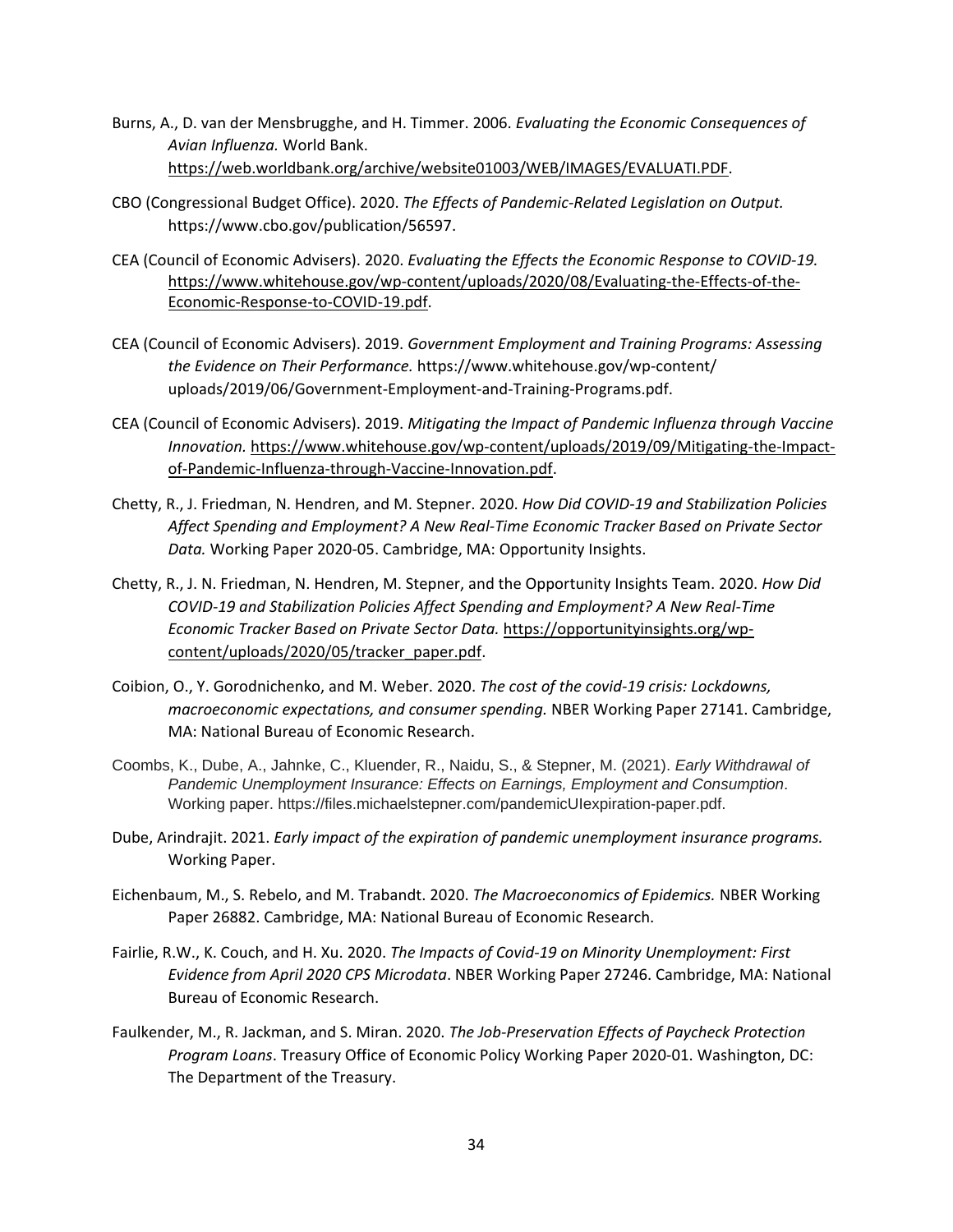Burns, A., D. van der Mensbrugghe, and H. Timmer. 2006. *Evaluating the Economic Consequences of Avian Influenza.* World Bank. https://web.worldbank.org/archive/website01003/WEB/IMAGES/EVALUATI.PDF.

CBO (Congressional Budget Office). 2020. *The Effects of Pandemic-Related Legislation on Output.* https://www.cbo.gov/publication/56597.

CEA (Council of Economic Advisers). 2020. *Evaluating the Effects the Economic Response to COVID-19.* https://www.whitehouse.gov/wp-content/uploads/2020/08/Evaluating-the-Effects-of-the-Economic-Response-to-COVID-19.pdf.

CEA (Council of Economic Advisers). 2019. *Government Employment and Training Programs: Assessing the Evidence on Their Performance.* https://www.whitehouse.gov/wp-content/uploads/2019/06/Government-Employment-and-Training-Programs.pdf.

CEA (Council of Economic Advisers). 2019. *Mitigating the Impact of Pandemic Influenza through Vaccine Innovation.* https://www.whitehouse.gov/wp-content/uploads/2019/09/Mitigating-the-Impact-of-Pandemic-Influenza-through-Vaccine-Innovation.pdf.

Chetty, R., J. Friedman, N. Hendren, and M. Stepner. 2020. *How Did COVID-19 and Stabilization Policies Affect Spending and Employment? A New Real-Time Economic Tracker Based on Private Sector Data.* Working Paper 2020-05. Cambridge, MA: Opportunity Insights.

Chetty, R., J. N. Friedman, N. Hendren, M. Stepner, and the Opportunity Insights Team. 2020. *How Did COVID-19 and Stabilization Policies Affect Spending and Employment? A New Real-Time Economic Tracker Based on Private Sector Data.* https://opportunityinsights.org/wp-content/uploads/2020/05/tracker_paper.pdf.

Coibion, O., Y. Gorodnichenko, and M. Weber. 2020. *The cost of the covid-19 crisis: Lockdowns, macroeconomic expectations, and consumer spending.* NBER Working Paper 27141. Cambridge, MA: National Bureau of Economic Research.

Coombs, K., Dube, A., Jahnke, C., Kluender, R., Naidu, S., & Stepner, M. (2021). *Early Withdrawal of Pandemic Unemployment Insurance: Effects on Earnings, Employment and Consumption*. Working paper. https://files.michaelstepner.com/pandemicUIexpiration-paper.pdf.

Dube, Arindrajit. 2021. *Early impact of the expiration of pandemic unemployment insurance programs.* Working Paper.

Eichenbaum, M., S. Rebelo, and M. Trabandt. 2020. *The Macroeconomics of Epidemics.* NBER Working Paper 26882. Cambridge, MA: National Bureau of Economic Research.

Fairlie, R.W., K. Couch, and H. Xu. 2020. *The Impacts of Covid-19 on Minority Unemployment: First Evidence from April 2020 CPS Microdata*. NBER Working Paper 27246. Cambridge, MA: National Bureau of Economic Research.

Faulkender, M., R. Jackman, and S. Miran. 2020. *The Job-Preservation Effects of Paycheck Protection Program Loans*. Treasury Office of Economic Policy Working Paper 2020-01. Washington, DC: The Department of the Treasury.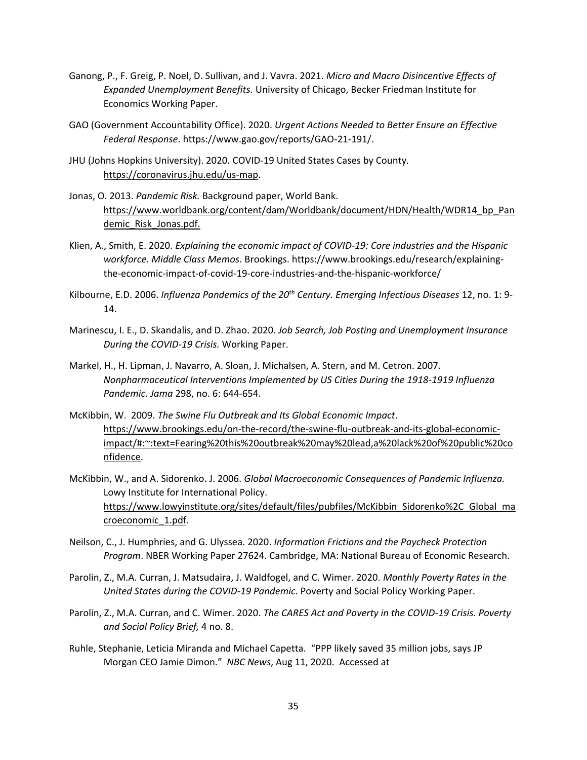Ganong, P., F. Greig, P. Noel, D. Sullivan, and J. Vavra. 2021. *Micro and Macro Disincentive Effects of Expanded Unemployment Benefits.* University of Chicago, Becker Friedman Institute for Economics Working Paper.

GAO (Government Accountability Office). 2020. *Urgent Actions Needed to Better Ensure an Effective Federal Response*. https://www.gao.gov/reports/GAO-21-191/.

JHU (Johns Hopkins University). 2020. COVID-19 United States Cases by County. https://coronavirus.jhu.edu/us-map.

Jonas, O. 2013. *Pandemic Risk.* Background paper, World Bank. https://www.worldbank.org/content/dam/Worldbank/document/HDN/Health/WDR14_bp_Pandemic_Risk_Jonas.pdf.

Klien, A., Smith, E. 2020. *Explaining the economic impact of COVID-19: Core industries and the Hispanic workforce. Middle Class Memos*. Brookings. https://www.brookings.edu/research/explaining-the-economic-impact-of-covid-19-core-industries-and-the-hispanic-workforce/

Kilbourne, E.D. 2006. *Influenza Pandemics of the 20th Century. Emerging Infectious Diseases* 12, no. 1: 9-14.

Marinescu, I. E., D. Skandalis, and D. Zhao. 2020. *Job Search, Job Posting and Unemployment Insurance During the COVID-19 Crisis.* Working Paper.

Markel, H., H. Lipman, J. Navarro, A. Sloan, J. Michalsen, A. Stern, and M. Cetron. 2007. *Nonpharmaceutical Interventions Implemented by US Cities During the 1918-1919 Influenza Pandemic. Jama* 298, no. 6: 644-654.

McKibbin, W. 2009. *The Swine Flu Outbreak and Its Global Economic Impact*. https://www.brookings.edu/on-the-record/the-swine-flu-outbreak-and-its-global-economic-impact/#:~:text=Fearing%20this%20outbreak%20may%20lead,a%20lack%20of%20public%20confidence.

McKibbin, W., and A. Sidorenko. J. 2006. *Global Macroeconomic Consequences of Pandemic Influenza.* Lowy Institute for International Policy. https://www.lowyinstitute.org/sites/default/files/pubfiles/McKibbin_Sidorenko%2C_Global_macroeconomic_1.pdf.

Neilson, C., J. Humphries, and G. Ulyssea. 2020. *Information Frictions and the Paycheck Protection Program*. NBER Working Paper 27624. Cambridge, MA: National Bureau of Economic Research.

Parolin, Z., M.A. Curran, J. Matsudaira, J. Waldfogel, and C. Wimer. 2020. *Monthly Poverty Rates in the United States during the COVID-19 Pandemic*. Poverty and Social Policy Working Paper.

Parolin, Z., M.A. Curran, and C. Wimer. 2020. *The CARES Act and Poverty in the COVID-19 Crisis. Poverty and Social Policy Brief,* 4 no. 8.

Ruhle, Stephanie, Leticia Miranda and Michael Capetta. "PPP likely saved 35 million jobs, says JP Morgan CEO Jamie Dimon." *NBC News*, Aug 11, 2020. Accessed at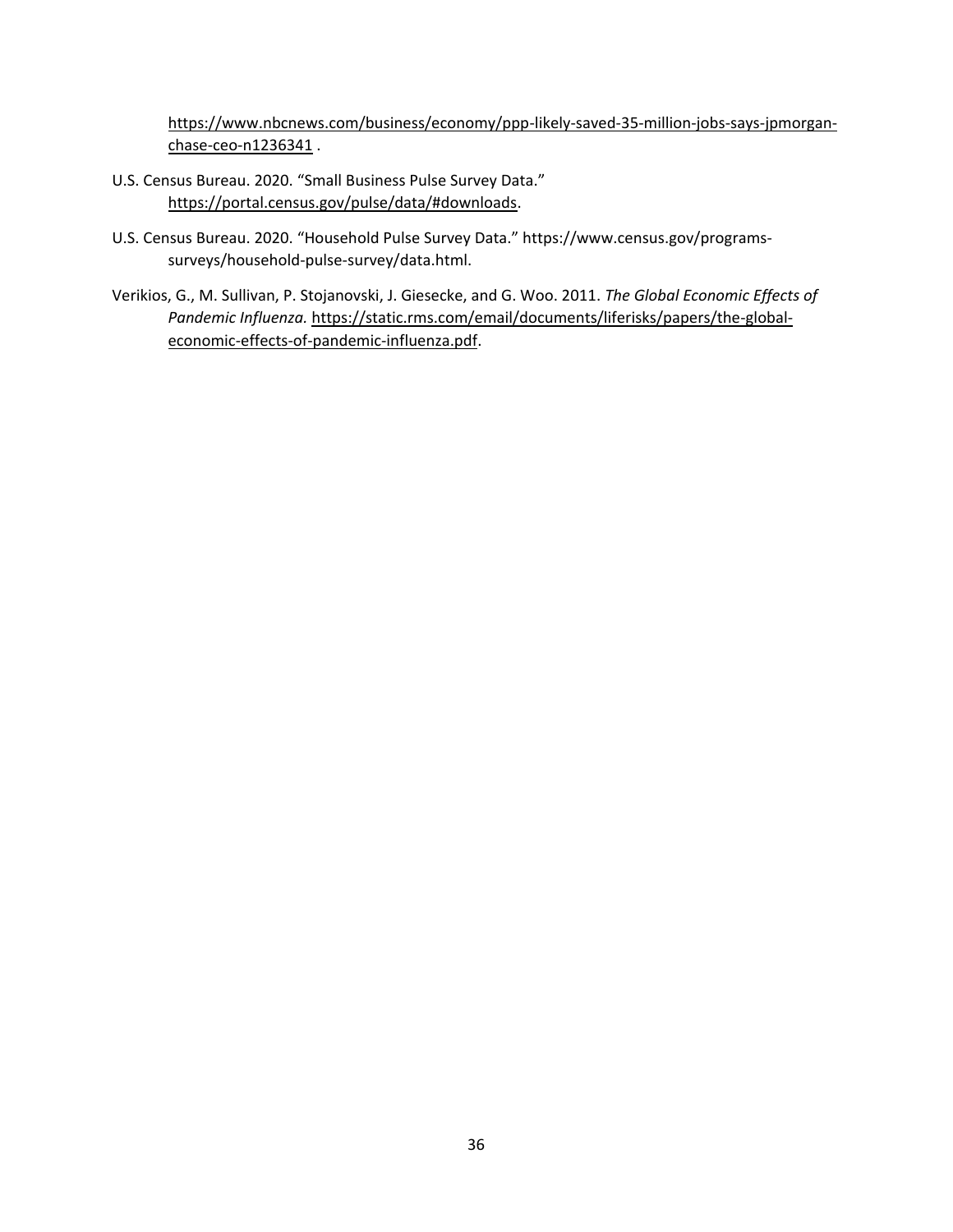https://www.nbcnews.com/business/economy/ppp-likely-saved-35-million-jobs-says-jpmorgan-chase-ceo-n1236341 .

U.S. Census Bureau. 2020. "Small Business Pulse Survey Data." https://portal.census.gov/pulse/data/#downloads.

U.S. Census Bureau. 2020. "Household Pulse Survey Data." https://www.census.gov/programs-surveys/household-pulse-survey/data.html.

Verikios, G., M. Sullivan, P. Stojanovski, J. Giesecke, and G. Woo. 2011. *The Global Economic Effects of Pandemic Influenza.* https://static.rms.com/email/documents/liferisks/papers/the-global-economic-effects-of-pandemic-influenza.pdf.